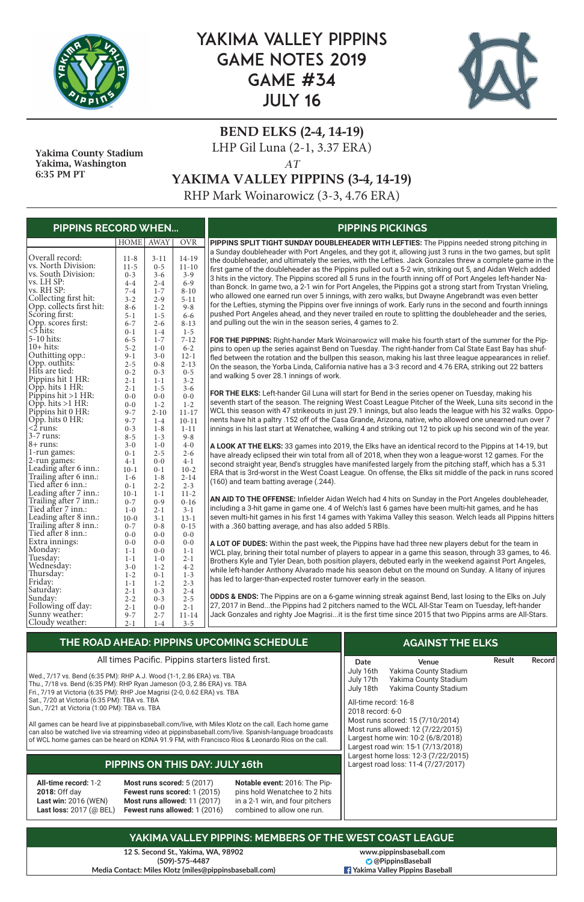# YAKIMA VALLEY PIPPINS GAME NOTES 2019 GAME #34 JULY 16

Yakima County Stadium
Yakima, Washington
6:35 PM PT

## BEND ELKS (2-4, 14-19)

LHP Gil Luna (2-1, 3.37 ERA)

*AT*

## YAKIMA VALLEY PIPPINS (3-4, 14-19)

RHP Mark Woinarowicz (3-3, 4.76 ERA)

## PIPPINS RECORD WHEN...

| | HOME | AWAY | OVR |
|---|---|---|---|
| Overall record: | 11-8 | 3-11 | 14-19 |
| vs. North Division: | 11-5 | 0-5 | 11-10 |
| vs. South Division: | 0-3 | 3-6 | 3-9 |
| vs. LH SP: | 4-4 | 2-4 | 6-9 |
| vs. RH SP: | 7-4 | 1-7 | 8-10 |
| Collecting first hit: | 3-2 | 2-9 | 5-11 |
| Opp. collects first hit: | 8-6 | 1-2 | 9-8 |
| Scoring first: | 5-1 | 1-5 | 6-6 |
| Opp. scores first: | 6-7 | 2-6 | 8-13 |
| <5 hits: | 0-1 | 1-4 | 1-5 |
| 5-10 hits: | 6-5 | 1-7 | 7-12 |
| 10+ hits: | 5-2 | 1-0 | 6-2 |
| Outhitting opp.: | 9-1 | 3-0 | 12-1 |
| Opp. outhits: | 2-5 | 0-8 | 2-13 |
| Hits are tied: | 0-2 | 0-3 | 0-5 |
| Pippins hit 1 HR: | 2-1 | 1-1 | 3-2 |
| Opp. hits 1 HR: | 2-1 | 1-5 | 3-6 |
| Pippins hit >1 HR: | 0-0 | 0-0 | 0-0 |
| Opp. hits >1 HR: | 0-0 | 1-2 | 1-2 |
| Pippins hit 0 HR: | 9-7 | 2-10 | 11-17 |
| Opp. hits 0 HR: | 9-7 | 1-4 | 10-11 |
| <2 runs: | 0-3 | 1-8 | 1-11 |
| 3-7 runs: | 8-5 | 1-3 | 9-8 |
| 8+ runs: | 3-0 | 1-0 | 4-0 |
| 1-run games: | 0-1 | 2-5 | 2-6 |
| 2-run games: | 4-1 | 0-0 | 4-1 |
| Leading after 6 inn.: | 10-1 | 0-1 | 10-2 |
| Trailing after 6 inn.: | 1-6 | 1-8 | 2-14 |
| Tied after 6 inn.: | 0-1 | 2-2 | 2-3 |
| Leading after 7 inn.: | 10-1 | 1-1 | 11-2 |
| Trailing after 7 inn.: | 0-7 | 0-9 | 0-16 |
| Tied after 7 inn.: | 1-0 | 2-1 | 3-1 |
| Leading after 8 inn.: | 10-0 | 3-1 | 13-1 |
| Trailing after 8 inn.: | 0-7 | 0-8 | 0-15 |
| Tied after 8 inn.: | 0-0 | 0-0 | 0-0 |
| Extra innings: | 0-0 | 0-0 | 0-0 |
| Monday: | 1-1 | 0-0 | 1-1 |
| Tuesday: | 1-1 | 1-0 | 2-1 |
| Wednesday: | 3-0 | 1-2 | 4-2 |
| Thursday: | 1-2 | 0-1 | 1-3 |
| Friday: | 1-1 | 1-2 | 2-3 |
| Saturday: | 2-1 | 0-3 | 2-4 |
| Sunday: | 2-2 | 0-3 | 2-5 |
| Following off day: | 2-1 | 0-0 | 2-1 |
| Sunny weather: | 9-7 | 2-7 | 11-14 |
| Cloudy weather: | 2-1 | 1-4 | 3-5 |

## PIPPINS PICKINGS

**PIPPINS SPLIT TIGHT SUNDAY DOUBLEHEADER WITH LEFTIES:** The Pippins needed strong pitching in a Sunday doubleheader with Port Angeles, and they got it, allowing just 3 runs in the two games, but split the doubleheader, and ultimately the series, with the Lefties. Jack Gonzales threw a complete game in the first game of the doubleheader as the Pippins pulled out a 5-2 win, striking out 5, and Aidan Welch added 3 hits in the victory. The Pippins scored all 5 runs in the fourth inning off of Port Angeles left-hander Nathan Bonck. In game two, a 2-1 win for Port Angeles, the Pippins got a strong start from Trystan Vrieling, who allowed one earned run over 5 innings, with zero walks, but Dwayne Angebrandt was even better for the Lefties, styming the Pippins over five innings of work. Early runs in the second and fourth innings pushed Port Angeles ahead, and they never trailed en route to splitting the doubleheader and the series, and pulling out the win in the season series, 4 games to 2.

**FOR THE PIPPINS:** Right-hander Mark Woinarowicz will make his fourth start of the summer for the Pippins to open up the series against Bend on Tuesday. The right-hander from Cal State East Bay has shuffled between the rotation and the bullpen this season, making his last three league appearances in relief. On the season, the Yorba Linda, California native has a 3-3 record and 4.76 ERA, striking out 22 batters and walking 5 over 28.1 innings of work.

**FOR THE ELKS:** Left-hander Gil Luna will start for Bend in the series opener on Tuesday, making his seventh start of the season. The reigning West Coast League Pitcher of the Week, Luna sits second in the WCL this season with 47 strikeouts in just 29.1 innings, but also leads the league with his 32 walks. Opponents have hit a paltry .152 off of the Casa Grande, Arizona, native, who allowed one unearned run over 7 innings in his last start at Wenatchee, walking 4 and striking out 12 to pick up his second win of the year.

**A LOOK AT THE ELKS:** 33 games into 2019, the Elks have an identical record to the Pippins at 14-19, but have already eclipsed their win total from all of 2018, when they won a league-worst 12 games. For the second straight year, Bend's struggles have manifested largely from the pitching staff, which has a 5.31 ERA that is 3rd-worst in the West Coast League. On offense, the Elks sit middle of the pack in runs scored (160) and team batting average (.244).

**AN AID TO THE OFFENSE:** Infielder Aidan Welch had 4 hits on Sunday in the Port Angeles doubleheader, including a 3-hit game in game one. 4 of Welch's last 6 games have been multi-hit games, and he has seven multi-hit games in his first 14 games with Yakima Valley this season. Welch leads all Pippins hitters with a .360 batting average, and has also added 5 RBIs.

**A LOT OF DUDES:** Within the past week, the Pippins have had three new players debut for the team in WCL play, brining their total number of players to appear in a game this season, through 33 games, to 46. Brothers Kyle and Tyler Dean, both position players, debuted early in the weekend against Port Angeles, while left-hander Anthony Alvarado made his season debut on the mound on Sunday. A litany of injures has led to larger-than-expected roster turnover early in the season.

**ODDS & ENDS:** The Pippins are on a 6-game winning streak against Bend, last losing to the Elks on July 27, 2017 in Bend...the Pippins had 2 pitchers named to the WCL All-Star Team on Tuesday, left-hander Jack Gonzales and righty Joe Magrisi...it is the first time since 2015 that two Pippins arms are All-Stars.

## THE ROAD AHEAD: PIPPINS UPCOMING SCHEDULE

All times Pacific. Pippins starters listed first.

Wed., 7/17 vs. Bend (6:35 PM): RHP A.J. Wood (1-1, 2.86 ERA) vs. TBA
Thu., 7/18 vs. Bend (6:35 PM): RHP Ryan Jameson (0-3, 2.86 ERA) vs. TBA
Fri., 7/19 at Victoria (6:35 PM): RHP Joe Magrisi (2-0, 0.62 ERA) vs. TBA
Sat., 7/20 at Victoria (6:35 PM): TBA vs. TBA
Sun., 7/21 at Victoria (1:00 PM): TBA vs. TBA

All games can be heard live at pippinsbaseball.com/live, with Miles Klotz on the call. Each home game can also be watched live via streaming video at pippinsbaseball.com/live. Spanish-language broadcasts of WCL home games can be heard on KDNA 91.9 FM, with Francisco Rios & Leonardo Rios on the call.

## PIPPINS ON THIS DAY: JULY 16th

**All-time record:** 1-2
**2018:** Off day
**Last win:** 2016 (WEN)
**Last loss:** 2017 (@ BEL)

**Most runs scored:** 5 (2017)
**Fewest runs scored:** 1 (2015)
**Most runs allowed:** 11 (2017)
**Fewest runs allowed:** 1 (2016)

**Notable event:** 2016: The Pippins hold Wenatchee to 2 hits in a 2-1 win, and four pitchers combined to allow one run.

## AGAINST THE ELKS

| Date | Venue | Result | Record |
|---|---|---|---|
| July 16th | Yakima County Stadium | | |
| July 17th | Yakima County Stadium | | |
| July 18th | Yakima County Stadium | | |

All-time record: 16-8
2018 record: 6-0
Most runs scored: 15 (7/10/2014)
Most runs allowed: 12 (7/22/2015)
Largest home win: 10-2 (6/8/2018)
Largest road win: 15-1 (7/13/2018)
Largest home loss: 12-3 (7/22/2015)
Largest road loss: 11-4 (7/27/2017)

## YAKIMA VALLEY PIPPINS: MEMBERS OF THE WEST COAST LEAGUE

12 S. Second St., Yakima, WA, 98902
(509)-575-4487
Media Contact: Miles Klotz (miles@pippinsbaseball.com)

www.pippinsbaseball.com
@PippinsBaseball
Yakima Valley Pippins Baseball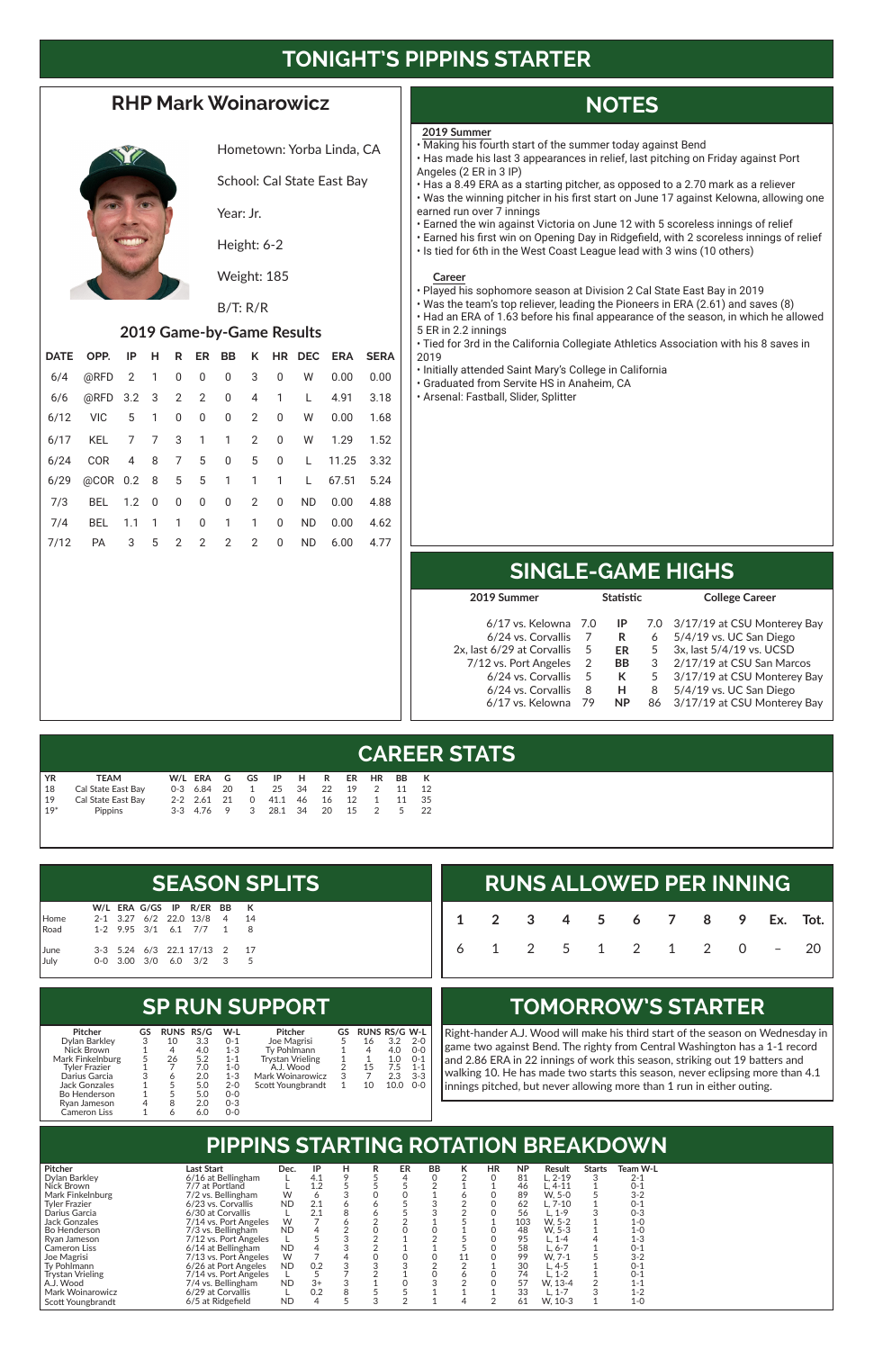# TONIGHT'S PIPPINS STARTER

## RHP Mark Woinarowicz

Hometown: Yorba Linda, CA

School: Cal State East Bay

Year: Jr.

Height: 6-2

Weight: 185

B/T: R/R

### 2019 Game-by-Game Results

| DATE | OPP. | IP | H | R | ER | BB | K | HR | DEC | ERA | SERA |
|---|---|---|---|---|---|---|---|---|---|---|---|
| 6/4 | @RFD | 2 | 1 | 0 | 0 | 0 | 3 | 0 | W | 0.00 | 0.00 |
| 6/6 | @RFD | 3.2 | 3 | 2 | 2 | 0 | 4 | 1 | L | 4.91 | 3.18 |
| 6/12 | VIC | 5 | 1 | 0 | 0 | 0 | 2 | 0 | W | 0.00 | 1.68 |
| 6/17 | KEL | 7 | 7 | 3 | 1 | 1 | 2 | 0 | W | 1.29 | 1.52 |
| 6/24 | COR | 4 | 8 | 7 | 5 | 0 | 5 | 0 | L | 11.25 | 3.32 |
| 6/29 | @COR | 0.2 | 8 | 5 | 5 | 1 | 1 | 1 | L | 67.51 | 5.24 |
| 7/3 | BEL | 1.2 | 0 | 0 | 0 | 0 | 2 | 0 | ND | 0.00 | 4.88 |
| 7/4 | BEL | 1.1 | 1 | 1 | 0 | 1 | 1 | 0 | ND | 0.00 | 4.62 |
| 7/12 | PA | 3 | 5 | 2 | 2 | 2 | 2 | 0 | ND | 6.00 | 4.77 |

## NOTES

**2019 Summer**
- Making his fourth start of the summer today against Bend
- Has made his last 3 appearances in relief, last pitching on Friday against Port Angeles (2 ER in 3 IP)
- Has a 8.49 ERA as a starting pitcher, as opposed to a 2.70 mark as a reliever
- Was the winning pitcher in his first start on June 17 against Kelowna, allowing one earned run over 7 innings
- Earned the win against Victoria on June 12 with 5 scoreless innings of relief
- Earned his first win on Opening Day in Ridgefield, with 2 scoreless innings of relief
- Is tied for 6th in the West Coast League lead with 3 wins (10 others)

**Career**
- Played his sophomore season at Division 2 Cal State East Bay in 2019
- Was the team's top reliever, leading the Pioneers in ERA (2.61) and saves (8)
- Had an ERA of 1.63 before his final appearance of the season, in which he allowed 5 ER in 2.2 innings
- Tied for 3rd in the California Collegiate Athletics Association with his 8 saves in 2019
- Initially attended Saint Mary's College in California
- Graduated from Servite HS in Anaheim, CA
- Arsenal: Fastball, Slider, Splitter

## SINGLE-GAME HIGHS

| 2019 Summer | | Statistic | | College Career |
|---|---|---|---|---|
| 6/17 vs. Kelowna | 7.0 | IP | 7.0 | 3/17/19 at CSU Monterey Bay |
| 6/24 vs. Corvallis | 7 | R | 6 | 5/4/19 vs. UC San Diego |
| 2x, last 6/29 at Corvallis | 5 | ER | 5 | 3x, last 5/4/19 vs. UCSD |
| 7/12 vs. Port Angeles | 2 | BB | 3 | 2/17/19 at CSU San Marcos |
| 6/24 vs. Corvallis | 5 | K | 5 | 3/17/19 at CSU Monterey Bay |
| 6/24 vs. Corvallis | 8 | H | 8 | 5/4/19 vs. UC San Diego |
| 6/17 vs. Kelowna | 79 | NP | 86 | 3/17/19 at CSU Monterey Bay |

## CAREER STATS

| YR | TEAM | W/L | ERA | G | GS | IP | H | R | ER | HR | BB | K |
|---|---|---|---|---|---|---|---|---|---|---|---|---|
| 18 | Cal State East Bay | 0-3 | 6.84 | 20 | 1 | 25 | 34 | 22 | 19 | 2 | 11 | 12 |
| 19 | Cal State East Bay | 2-2 | 2.61 | 21 | 0 | 41.1 | 46 | 16 | 12 | 1 | 11 | 35 |
| 19* | Pippins | 3-3 | 4.76 | 9 | 3 | 28.1 | 34 | 20 | 15 | 2 | 5 | 22 |

## SEASON SPLITS

| | W/L | ERA | G/GS | IP | R/ER | BB | K |
|---|---|---|---|---|---|---|---|
| Home | 2-1 | 3.27 | 6/2 | 22.0 | 13/8 | 4 | 14 |
| Road | 1-2 | 9.95 | 3/1 | 6.1 | 7/7 | 1 | 8 |
| June | 3-3 | 5.24 | 6/3 | 22.1 | 17/13 | 2 | 17 |
| July | 0-0 | 3.00 | 3/0 | 6.0 | 3/2 | 3 | 5 |

## RUNS ALLOWED PER INNING

| 1 | 2 | 3 | 4 | 5 | 6 | 7 | 8 | 9 | Ex. | Tot. |
|---|---|---|---|---|---|---|---|---|---|---|
| 6 | 1 | 2 | 5 | 1 | 2 | 1 | 2 | 0 | – | 20 |

## SP RUN SUPPORT

| Pitcher | GS | RUNS | RS/G | W-L |
|---|---|---|---|---|
| Dylan Barkley | 3 | 10 | 3.3 | 0-1 |
| Nick Brown | 1 | 4 | 4.0 | 1-3 |
| Mark Finkelnburg | 5 | 26 | 5.2 | 1-1 |
| Tyler Frazier | 1 | 7 | 7.0 | 1-0 |
| Darius Garcia | 3 | 6 | 2.0 | 1-3 |
| Jack Gonzales | 1 | 5 | 5.0 | 2-0 |
| Bo Henderson | 1 | 5 | 5.0 | 0-0 |
| Ryan Jameson | 4 | 8 | 2.0 | 0-3 |
| Cameron Liss | 1 | 6 | 6.0 | 0-0 |
| Joe Magrisi | 5 | 16 | 3.2 | 2-0 |
| Ty Pohlmann | 1 | 4 | 4.0 | 0-0 |
| Trystan Vrieling | 1 | 1 | 1.0 | 0-1 |
| A.J. Wood | 2 | 15 | 7.5 | 1-1 |
| Mark Woinarowicz | 3 | 7 | 2.3 | 3-3 |
| Scott Youngbrandt | 1 | 10 | 10.0 | 0-0 |

## TOMORROW'S STARTER

Right-hander A.J. Wood will make his third start of the season on Wednesday in game two against Bend. The righty from Central Washington has a 1-1 record and 2.86 ERA in 22 innings of work this season, striking out 19 batters and walking 10. He has made two starts this season, never eclipsing more than 4.1 innings pitched, but never allowing more than 1 run in either outing.

## PIPPINS STARTING ROTATION BREAKDOWN

| Pitcher | Last Start | Dec. | IP | H | R | ER | BB | K | HR | NP | Result | Starts | Team W-L |
|---|---|---|---|---|---|---|---|---|---|---|---|---|---|
| Dylan Barkley | 6/16 at Bellingham | L | 4.1 | 9 | 5 | 4 | 0 | 2 | 0 | 81 | L, 2-19 | 3 | 2-1 |
| Nick Brown | 7/7 at Portland | L | 1.2 | 5 | 5 | 5 | 2 | 1 | 1 | 46 | L, 4-11 | 1 | 0-1 |
| Mark Finkelnburg | 7/2 vs. Bellingham | W | 6 | 3 | 0 | 0 | 1 | 6 | 0 | 89 | W, 5-0 | 5 | 3-2 |
| Tyler Frazier | 6/23 vs. Corvallis | ND | 2.1 | 6 | 6 | 5 | 3 | 2 | 0 | 62 | L, 7-10 | 1 | 0-1 |
| Darius Garcia | 6/30 at Corvallis | L | 2.1 | 8 | 6 | 5 | 3 | 2 | 0 | 56 | L, 1-9 | 3 | 0-3 |
| Jack Gonzales | 7/14 vs. Port Angeles | W | 7 | 6 | 2 | 2 | 1 | 5 | 1 | 103 | W, 5-2 | 1 | 1-0 |
| Bo Henderson | 7/3 vs. Bellingham | ND | 4 | 2 | 0 | 0 | 0 | 1 | 0 | 48 | W, 5-3 | 1 | 1-0 |
| Ryan Jameson | 7/12 vs. Port Angeles | L | 5 | 3 | 2 | 1 | 2 | 5 | 0 | 95 | L, 1-4 | 4 | 1-3 |
| Cameron Liss | 6/14 at Bellingham | ND | 4 | 3 | 2 | 1 | 1 | 5 | 0 | 58 | L, 6-7 | 1 | 0-1 |
| Joe Magrisi | 7/13 vs. Port Angeles | W | 7 | 4 | 0 | 0 | 0 | 11 | 0 | 99 | W, 7-1 | 5 | 3-2 |
| Ty Pohlmann | 6/26 at Port Angeles | ND | 0.2 | 3 | 3 | 3 | 2 | 2 | 1 | 30 | L, 4-5 | 1 | 0-1 |
| Trystan Vrieling | 7/14 vs. Port Angeles | L | 5 | 7 | 2 | 1 | 0 | 6 | 0 | 74 | L, 1-2 | 1 | 0-1 |
| A.J. Wood | 7/4 vs. Bellingham | ND | 3+ | 3 | 1 | 0 | 3 | 2 | 0 | 57 | W, 13-4 | 2 | 1-1 |
| Mark Woinarowicz | 6/29 at Corvallis | L | 0.2 | 8 | 5 | 5 | 1 | 1 | 1 | 33 | L, 1-7 | 3 | 1-2 |
| Scott Youngbrandt | 6/5 at Ridgefield | ND | 4 | 5 | 3 | 2 | 1 | 4 | 2 | 61 | W, 10-3 | 1 | 1-0 |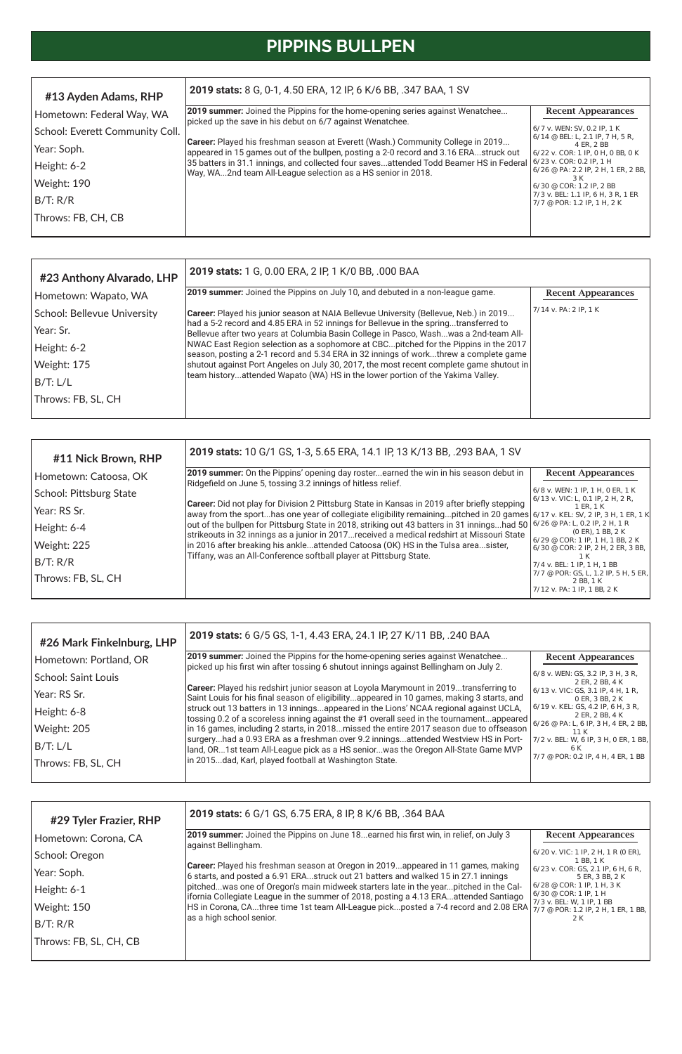# PIPPINS BULLPEN

## #13 Ayden Adams, RHP

Hometown: Federal Way, WA
School: Everett Community Coll.
Year: Soph.
Height: 6-2
Weight: 190
B/T: R/R
Throws: FB, CH, CB

**2019 stats:** 8 G, 0-1, 4.50 ERA, 12 IP, 6 K/6 BB, .347 BAA, 1 SV

**2019 summer:** Joined the Pippins for the home-opening series against Wenatchee... picked up the save in his debut on 6/7 against Wenatchee.

**Career:** Played his freshman season at Everett (Wash.) Community College in 2019... appeared in 15 games out of the bullpen, posting a 2-0 record and 3.16 ERA...struck out 35 batters in 31.1 innings, and collected four saves...attended Todd Beamer HS in Federal Way, WA...2nd team All-League selection as a HS senior in 2018.

**Recent Appearances**
- 6/7 v. WEN: SV, 0.2 IP, 1 K
- 6/14 @ BEL: L, 2.1 IP, 7 H, 5 R, 4 ER, 2 BB
- 6/22 v. COR: 1 IP, 0 H, 0 BB, 0 K
- 6/23 v. COR: 0.2 IP, 1 H
- 6/26 @ PA: 2.2 IP, 2 H, 1 ER, 2 BB, 3 K
- 6/30 @ COR: 1.2 IP, 2 BB
- 7/3 v. BEL: 1.1 IP, 6 H, 3 R, 1 ER
- 7/7 @ POR: 1.2 IP, 1 H, 2 K

## #23 Anthony Alvarado, LHP

Hometown: Wapato, WA
School: Bellevue University
Year: Sr.
Height: 6-2
Weight: 175
B/T: L/L
Throws: FB, SL, CH

**2019 stats:** 1 G, 0.00 ERA, 2 IP, 1 K/0 BB, .000 BAA

**2019 summer:** Joined the Pippins on July 10, and debuted in a non-league game.

**Career:** Played his junior season at NAIA Bellevue University (Bellevue, Neb.) in 2019... had a 5-2 record and 4.85 ERA in 52 innings for Bellevue in the spring...transferred to Bellevue after two years at Columbia Basin College in Pasco, Wash...was a 2nd-team All-NWAC East Region selection as a sophomore at CBC...pitched for the Pippins in the 2017 season, posting a 2-1 record and 5.34 ERA in 32 innings of work...threw a complete game shutout against Port Angeles on July 30, 2017, the most recent complete game shutout in team history...attended Wapato (WA) HS in the lower portion of the Yakima Valley.

**Recent Appearances**
- 7/14 v. PA: 2 IP, 1 K

## #11 Nick Brown, RHP

Hometown: Catoosa, OK
School: Pittsburg State
Year: RS Sr.
Height: 6-4
Weight: 225
B/T: R/R
Throws: FB, SL, CH

**2019 stats:** 10 G/1 GS, 1-3, 5.65 ERA, 14.1 IP, 13 K/13 BB, .293 BAA, 1 SV

**2019 summer:** On the Pippins' opening day roster...earned the win in his season debut in Ridgefield on June 5, tossing 3.2 innings of hitless relief.

**Career:** Did not play for Division 2 Pittsburg State in Kansas in 2019 after briefly stepping away from the sport...has one year of collegiate eligibility remaining...pitched in 20 games out of the bullpen for Pittsburg State in 2018, striking out 43 batters in 31 innings...had 50 strikeouts in 32 innings as a junior in 2017...received a medical redshirt at Missouri State in 2016 after breaking his ankle...attended Catoosa (OK) HS in the Tulsa area...sister, Tiffany, was an All-Conference softball player at Pittsburg State.

**Recent Appearances**
- 6/8 v. WEN: 1 IP, 1 H, 0 ER, 1 K
- 6/13 v. VIC: L, 0.1 IP, 2 H, 2 R, 1 ER, 1 K
- 6/17 v. KEL: SV, 2 IP, 3 H, 1 ER, 1 K
- 6/26 @ PA: L, 0.2 IP, 2 H, 1 R (0 ER), 1 BB, 2 K
- 6/29 @ COR: 1 IP, 1 H, 1 BB, 2 K
- 6/30 @ COR: 2 IP, 2 H, 2 ER, 3 BB, 1 K
- 7/4 v. BEL: 1 IP, 1 H, 1 BB
- 7/7 @ POR: GS, L, 1.2 IP, 5 H, 5 ER, 2 BB, 1 K
- 7/12 v. PA: 1 IP, 1 BB, 2 K

## #26 Mark Finkelnburg, LHP

Hometown: Portland, OR
School: Saint Louis
Year: RS Sr.
Height: 6-8
Weight: 205
B/T: L/L
Throws: FB, SL, CH

**2019 stats:** 6 G/5 GS, 1-1, 4.43 ERA, 24.1 IP, 27 K/11 BB, .240 BAA

**2019 summer:** Joined the Pippins for the home-opening series against Wenatchee... picked up his first win after tossing 6 shutout innings against Bellingham on July 2.

**Career:** Played his redshirt junior season at Loyola Marymount in 2019...transferring to Saint Louis for his final season of eligibility...appeared in 10 games, making 3 starts, and struck out 13 batters in 13 innings...appeared in the Lions' NCAA regional against UCLA, tossing 0.2 of a scoreless inning against the #1 overall seed in the tournament...appeared in 16 games, including 2 starts, in 2018...missed the entire 2017 season due to offseason surgery...had a 0.93 ERA as a freshman over 9.2 innings...attended Westview HS in Portland, OR...1st team All-League pick as a HS senior...was the Oregon All-State Game MVP in 2015...dad, Karl, played football at Washington State.

**Recent Appearances**
- 6/8 v. WEN: GS, 3.2 IP, 3 H, 3 R, 2 ER, 2 BB, 4 K
- 6/13 v. VIC: GS, 3.1 IP, 4 H, 1 R, 0 ER, 3 BB, 2 K
- 6/19 v. KEL: GS, 4.2 IP, 6 H, 3 R, 2 ER, 2 BB, 4 K
- 6/26 @ PA: L, 6 IP, 3 H, 4 ER, 2 BB, 11 K
- 7/2 v. BEL: W, 6 IP, 3 H, 0 ER, 1 BB, 6 K
- 7/7 @ POR: 0.2 IP, 4 H, 4 ER, 1 BB

## #29 Tyler Frazier, RHP

Hometown: Corona, CA
School: Oregon
Year: Soph.
Height: 6-1
Weight: 150
B/T: R/R
Throws: FB, SL, CH, CB

**2019 stats:** 6 G/1 GS, 6.75 ERA, 8 IP, 8 K/6 BB, .364 BAA

**2019 summer:** Joined the Pippins on June 18...earned his first win, in relief, on July 3 against Bellingham.

**Career:** Played his freshman season at Oregon in 2019...appeared in 11 games, making 6 starts, and posted a 6.91 ERA...struck out 21 batters and walked 15 in 27.1 innings pitched...was one of Oregon's main midweek starters late in the year...pitched in the California Collegiate League in the summer of 2018, posting a 4.13 ERA...attended Santiago HS in Corona, CA...three time 1st team All-League pick...posted a 7-4 record and 2.08 ERA as a high school senior.

**Recent Appearances**
- 6/20 v. VIC: 1 IP, 2 H, 1 R (0 ER), 1 BB, 1 K
- 6/23 v. COR: GS, 2.1 IP, 6 H, 6 R, 5 ER, 3 BB, 2 K
- 6/28 @ COR: 1 IP, 1 H, 3 K
- 6/30 @ COR: 1 IP, 1 H
- 7/3 v. BEL: W, 1 IP, 1 BB
- 7/7 @ POR: 1.2 IP, 2 H, 1 ER, 1 BB, 2 K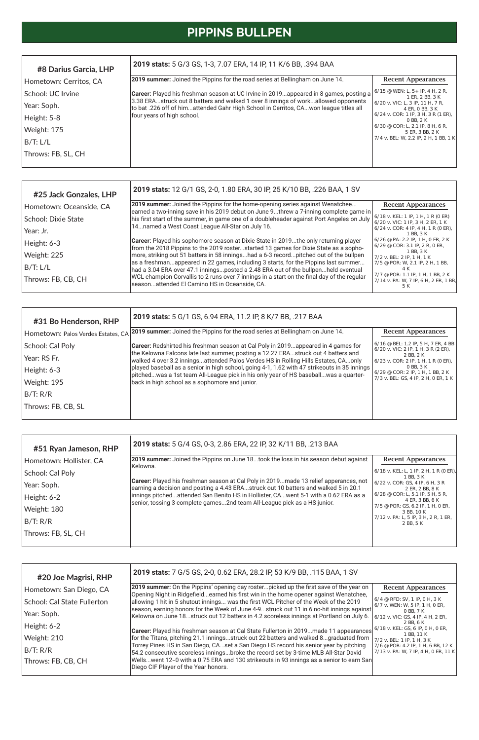# PIPPINS BULLPEN

## #8 Darius Garcia, LHP

Hometown: Cerritos, CA
School: UC Irvine
Year: Soph.
Height: 5-8
Weight: 175
B/T: L/L
Throws: FB, SL, CH

**2019 stats:** 5 G/3 GS, 1-3, 7.07 ERA, 14 IP, 11 K/6 BB, .394 BAA

**2019 summer:** Joined the Pippins for the road series at Bellingham on June 14.

**Career:** Played his freshman season at UC Irvine in 2019...appeared in 8 games, posting a 3.38 ERA...struck out 8 batters and walked 1 over 8 innings of work...allowed opponents to bat .226 off of him...attended Gahr High School in Cerritos, CA...won league titles all four years of high school.

**Recent Appearances**

- 6/15 @ WEN: L, 5+ IP, 4 H, 2 R, 1 ER, 2 BB, 3 K
- 6/20 v. VIC: L, 3 IP, 11 H, 7 R, 4 ER, 0 BB, 3 K
- 6/24 v. COR: 1 IP, 3 H, 3 R (1 ER), 0 BB, 2 K
- 6/30 @ COR: L, 2.1 IP, 8 H, 6 R, 5 ER, 3 BB, 2 K
- 7/4 v. BEL: W, 2.2 IP, 2 H, 1 BB, 1 K

## #25 Jack Gonzales, LHP

Hometown: Oceanside, CA
School: Dixie State
Year: Jr.
Height: 6-3
Weight: 225
B/T: L/L
Throws: FB, CB, CH

**2019 stats:** 12 G/1 GS, 2-0, 1.80 ERA, 30 IP, 25 K/10 BB, .226 BAA, 1 SV

**2019 summer:** Joined the Pippins for the home-opening series against Wenatchee... earned a two-inning save in his 2019 debut on June 9...threw a 7-inning complete game in his first start of the summer, in game one of a doubleheader against Port Angeles on July 14...named a West Coast League All-Star on July 16.

**Career:** Played his sophomore season at Dixie State in 2019...the only returning player from the 2018 Pippins to the 2019 roster...started 13 games for Dixie State as a sophomore, striking out 51 batters in 58 innings...had a 6-3 record...pitched out of the bullpen as a freshman...appeared in 22 games, including 3 starts, for the Pippins last summer... had a 3.04 ERA over 47.1 innings...posted a 2.48 ERA out of the bullpen...held eventual WCL champion Corvallis to 2 runs over 7 innings in a start on the final day of the regular season...attended El Camino HS in Oceanside, CA.

**Recent Appearances**

- 6/18 v. KEL: 1 IP, 1 H, 1 R (0 ER)
- 6/20 v. VIC: 1 IP, 3 H, 2 ER, 1 K
- 6/24 v. COR: 4 IP, 4 H, 1 R (0 ER), 1 BB, 3 K
- 6/26 @ PA: 2.2 IP, 1 H, 0 ER, 2 K
- 6/29 @ COR: 3.1 IP, 2 R, 0 ER, 1 BB, 3 K
- 7/2 v. BEL: 2 IP, 1 H, 1 K
- 7/5 @ POR: W, 2.1 IP, 2 H, 1 BB, 4 K
- 7/7 @ POR: 1.1 IP, 1 H, 1 BB, 2 K
- 7/14 v. PA: W, 7 IP, 6 H, 2 ER, 1 BB, 5 K

## #31 Bo Henderson, RHP

Hometown: Palos Verdes Estates, CA
School: Cal Poly
Year: RS Fr.
Height: 6-3
Weight: 195
B/T: R/R
Throws: FB, CB, SL

**2019 stats:** 5 G/1 GS, 6.94 ERA, 11.2 IP, 8 K/7 BB, .217 BAA

**2019 summer:** Joined the Pippins for the road series at Bellingham on June 14.

**Career:** Redshirted his freshman season at Cal Poly in 2019...appeared in 4 games for the Kelowna Falcons late last summer, posting a 12.27 ERA...struck out 4 batters and walked 4 over 3.2 innings...attended Palos Verdes HS in Rolling Hills Estates, CA...only played baseball as a senior in high school, going 4-1, 1.62 with 47 strikeouts in 35 innings pitched...was a 1st team All-League pick in his only year of HS baseball...was a quarterback in high school as a sophomore and junior.

**Recent Appearances**

- 6/16 @ BEL: 1.2 IP, 5 H, 7 ER, 4 BB
- 6/20 v. VIC: 2 IP, 1 H, 3 R (2 ER), 2 BB, 2 K
- 6/23 v. COR: 2 IP, 1 H, 1 R (0 ER), 0 BB, 3 K
- 6/29 @ COR: 2 IP, 1 H, 1 BB, 2 K
- 7/3 v. BEL: GS, 4 IP, 2 H, 0 ER, 1 K

## #51 Ryan Jameson, RHP

Hometown: Hollister, CA
School: Cal Poly
Year: Soph.
Height: 6-2
Weight: 180
B/T: R/R
Throws: FB, SL, CH

**2019 stats:** 5 G/4 GS, 0-3, 2.86 ERA, 22 IP, 32 K/11 BB, .213 BAA

**2019 summer:** Joined the Pippins on June 18...took the loss in his season debut against Kelowna.

**Career:** Played his freshman season at Cal Poly in 2019...made 13 relief apperances, not earning a decision and posting a 4.43 ERA...struck out 10 batters and walked 5 in 20.1 innings pitched...attended San Benito HS in Hollister, CA...went 5-1 with a 0.62 ERA as a senior, tossing 3 complete games...2nd team All-League pick as a HS junior.

**Recent Appearances**

- 6/18 v. KEL: L, 1 IP, 2 H, 1 R (0 ER), 1 BB, 3 K
- 6/22 v. COR: GS, 4 IP, 6 H, 3 R 2 ER, 2 BB, 8 K
- 6/28 @ COR: L, 5.1 IP, 5 H, 5 R, 4 ER, 3 BB, 6 K
- 7/5 @ POR: GS, 6.2 IP, 1 H, 0 ER, 3 BB, 10 K
- 7/12 v. PA: L, 5 IP, 3 H, 2 R, 1 ER, 2 BB, 5 K

## #20 Joe Magrisi, RHP

Hometown: San Diego, CA
School: Cal State Fullerton
Year: Soph.
Height: 6-2
Weight: 210
B/T: R/R
Throws: FB, CB, CH

**2019 stats:** 7 G/5 GS, 2-0, 0.62 ERA, 28.2 IP, 53 K/9 BB, .115 BAA, 1 SV

**2019 summer:** On the Pippins' opening day roster...picked up the first save of the year on Opening Night in Ridgefield...earned his first win in the home opener against Wenatchee, allowing 1 hit in 5 shutout innings... was the first WCL Pitcher of the Week of the 2019 season, earning honors for the Week of June 4-9...struck out 11 in 6 no-hit innings against Kelowna on June 18...struck out 12 batters in 4.2 scoreless innings at Portland on July 6.

**Career:** Played his freshman season at Cal State Fullerton in 2019...made 11 appearances for the Titans, pitching 21.1 innings...struck out 22 batters and walked 8...graduated from Torrey Pines HS in San Diego, CA...set a San Diego HS record his senior year by pitching 54.2 consecutive scoreless innings...broke the record set by 3-time MLB All-Star David Wells...went 12-0 with a 0.75 ERA and 130 strikeouts in 93 innings as a senior to earn San Diego CIF Player of the Year honors.

**Recent Appearances**

- 6/4 @ RFD: SV, 1 IP, 0 H, 3 K
- 6/7 v. WEN: W, 5 IP, 1 H, 0 ER, 0 BB, 7 K
- 6/12 v. VIC: GS, 4 IP, 4 H, 2 ER, 2 BB, 6 K
- 6/18 v. KEL: GS, 6 IP, 0 H, 0 ER, 1 BB, 11 K
- 7/2 v. BEL: 1 IP, 1 H, 3 K
- 7/6 @ POR: 4.2 IP, 1 H, 6 BB, 12 K
- 7/13 v. PA: W, 7 IP, 4 H, 0 ER, 11 K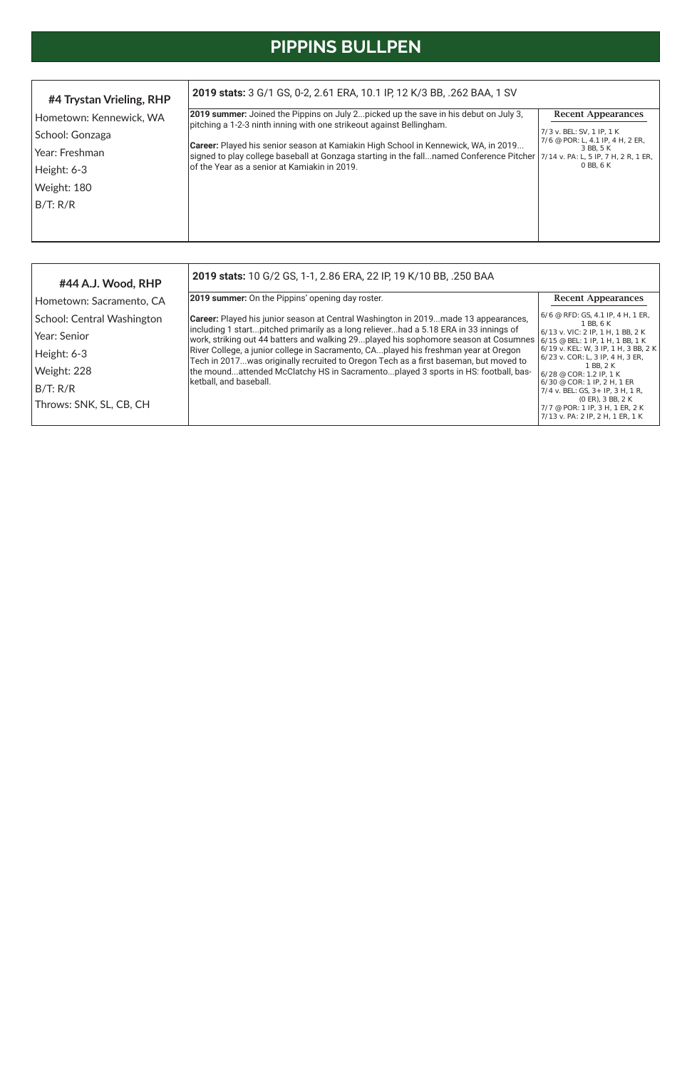# PIPPINS BULLPEN

## #4 Trystan Vrieling, RHP

Hometown: Kennewick, WA

School: Gonzaga

Year: Freshman

Height: 6-3

Weight: 180

B/T: R/R

**2019 stats:** 3 G/1 GS, 0-2, 2.61 ERA, 10.1 IP, 12 K/3 BB, .262 BAA, 1 SV

**2019 summer:** Joined the Pippins on July 2...picked up the save in his debut on July 3, pitching a 1-2-3 ninth inning with one strikeout against Bellingham.

**Career:** Played his senior season at Kamiakin High School in Kennewick, WA, in 2019... signed to play college baseball at Gonzaga starting in the fall...named Conference Pitcher of the Year as a senior at Kamiakin in 2019.

**Recent Appearances**

- 7/3 v. BEL: SV, 1 IP, 1 K
- 7/6 @ POR: L, 4.1 IP, 4 H, 2 ER, 3 BB, 5 K
- 7/14 v. PA: L, 5 IP, 7 H, 2 R, 1 ER, 0 BB, 6 K

## #44 A.J. Wood, RHP

Hometown: Sacramento, CA

School: Central Washington

Year: Senior

Height: 6-3

Weight: 228

B/T: R/R

Throws: SNK, SL, CB, CH

**2019 stats:** 10 G/2 GS, 1-1, 2.86 ERA, 22 IP, 19 K/10 BB, .250 BAA

**2019 summer:** On the Pippins' opening day roster.

**Career:** Played his junior season at Central Washington in 2019...made 13 appearances, including 1 start...pitched primarily as a long reliever...had a 5.18 ERA in 33 innings of work, striking out 44 batters and walking 29...played his sophomore season at Cosumnes River College, a junior college in Sacramento, CA...played his freshman year at Oregon Tech in 2017...was originally recruited to Oregon Tech as a first baseman, but moved to the mound...attended McClatchy HS in Sacramento...played 3 sports in HS: football, basketball, and baseball.

**Recent Appearances**

- 6/6 @ RFD: GS, 4.1 IP, 4 H, 1 ER, 1 BB, 6 K
- 6/13 v. VIC: 2 IP, 1 H, 1 BB, 2 K
- 6/15 @ BEL: 1 IP, 1 H, 1 BB, 1 K
- 6/19 v. KEL: W, 3 IP, 1 H, 3 BB, 2 K
- 6/23 v. COR: L, 3 IP, 4 H, 3 ER, 1 BB, 2 K
- 6/28 @ COR: 1.2 IP, 1 K
- 6/30 @ COR: 1 IP, 2 H, 1 ER
- 7/4 v. BEL: GS, 3+ IP, 3 H, 1 R, (0 ER), 3 BB, 2 K
- 7/7 @ POR: 1 IP, 3 H, 1 ER, 2 K
- 7/13 v. PA: 2 IP, 2 H, 1 ER, 1 K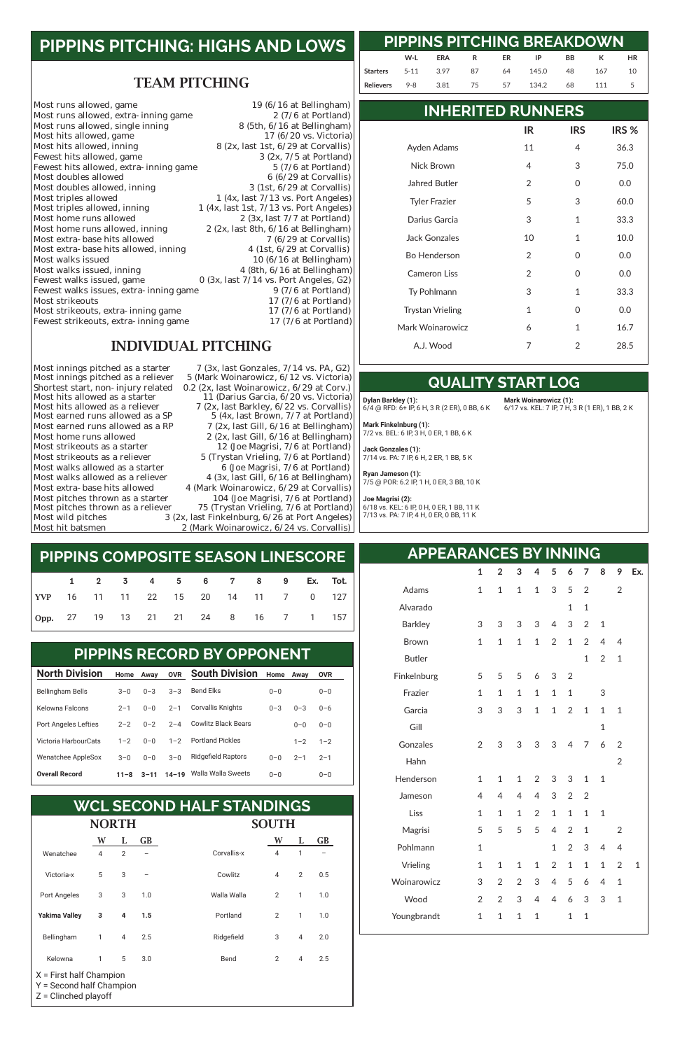# PIPPINS PITCHING: HIGHS AND LOWS

## TEAM PITCHING

| | |
|---|---|
| Most runs allowed, game | 19 (6/16 at Bellingham) |
| Most runs allowed, extra-inning game | 2 (7/6 at Portland) |
| Most runs allowed, single inning | 8 (5th, 6/16 at Bellingham) |
| Most hits allowed, game | 17 (6/20 vs. Victoria) |
| Most hits allowed, inning | 8 (2x, last 1st, 6/29 at Corvallis) |
| Fewest hits allowed, game | 3 (2x, 7/5 at Portland) |
| Fewest hits allowed, extra-inning game | 5 (7/6 at Portland) |
| Most doubles allowed | 6 (6/29 at Corvallis) |
| Most doubles allowed, inning | 3 (1st, 6/29 at Corvallis) |
| Most triples allowed | 1 (4x, last 7/13 vs. Port Angeles) |
| Most triples allowed, inning | 1 (4x, last 1st, 7/13 vs. Port Angeles) |
| Most home runs allowed | 2 (3x, last 7/7 at Portland) |
| Most home runs allowed, inning | 2 (2x, last 8th, 6/16 at Bellingham) |
| Most extra-base hits allowed | 7 (6/29 at Corvallis) |
| Most extra-base hits allowed, inning | 4 (1st, 6/29 at Corvallis) |
| Most walks issued | 10 (6/16 at Bellingham) |
| Most walks issued, inning | 4 (8th, 6/16 at Bellingham) |
| Fewest walks issued, game | 0 (3x, last 7/14 vs. Port Angeles, G2) |
| Fewest walks issues, extra-inning game | 9 (7/6 at Portland) |
| Most strikeouts | 17 (7/6 at Portland) |
| Most strikeouts, extra-inning game | 17 (7/6 at Portland) |
| Fewest strikeouts, extra-inning game | 17 (7/6 at Portland) |

## INDIVIDUAL PITCHING

| | |
|---|---|
| Most innings pitched as a starter | 7 (3x, last Gonzales, 7/14 vs. PA, G2) |
| Most innings pitched as a reliever | 5 (Mark Woinarowicz, 6/12 vs. Victoria) |
| Shortest start, non-injury related | 0.2 (2x, last Woinarowicz, 6/29 at Corv.) |
| Most hits allowed as a starter | 11 (Darius Garcia, 6/20 vs. Victoria) |
| Most hits allowed as a reliever | 7 (2x, last Barkley, 6/22 vs. Corvallis) |
| Most earned runs allowed as a SP | 5 (4x, last Brown, 7/7 at Portland) |
| Most earned runs allowed as a RP | 7 (2x, last Gill, 6/16 at Bellingham) |
| Most home runs allowed | 2 (2x, last Gill, 6/16 at Bellingham) |
| Most strikeouts as a starter | 12 (Joe Magrisi, 7/6 at Portland) |
| Most strikeouts as a reliever | 5 (Trystan Vrieling, 7/6 at Portland) |
| Most walks allowed as a starter | 6 (Joe Magrisi, 7/6 at Portland) |
| Most walks allowed as a reliever | 4 (3x, last Gill, 6/16 at Bellingham) |
| Most extra-base hits allowed | 4 (Mark Woinarowicz, 6/29 at Corvallis) |
| Most pitches thrown as a starter | 104 (Joe Magrisi, 7/6 at Portland) |
| Most pitches thrown as a reliever | 75 (Trystan Vrieling, 7/6 at Portland) |
| Most wild pitches | 3 (2x, last Finkelnburg, 6/26 at Port Angeles) |
| Most hit batsmen | 2 (Mark Woinarowicz, 6/24 vs. Corvallis) |

# PIPPINS PITCHING BREAKDOWN

| | W-L | ERA | R | ER | IP | BB | K | HR |
|---|---|---|---|---|---|---|---|---|
| Starters | 5-11 | 3.97 | 87 | 64 | 145.0 | 48 | 167 | 10 |
| Relievers | 9-8 | 3.81 | 75 | 57 | 134.2 | 68 | 111 | 5 |

# INHERITED RUNNERS

| | IR | IRS | IRS % |
|---|---|---|---|
| Ayden Adams | 11 | 4 | 36.3 |
| Nick Brown | 4 | 3 | 75.0 |
| Jahred Butler | 2 | 0 | 0.0 |
| Tyler Frazier | 5 | 3 | 60.0 |
| Darius Garcia | 3 | 1 | 33.3 |
| Jack Gonzales | 10 | 1 | 10.0 |
| Bo Henderson | 2 | 0 | 0.0 |
| Cameron Liss | 2 | 0 | 0.0 |
| Ty Pohlmann | 3 | 1 | 33.3 |
| Trystan Vrieling | 1 | 0 | 0.0 |
| Mark Woinarowicz | 6 | 1 | 16.7 |
| A.J. Wood | 7 | 2 | 28.5 |

# QUALITY START LOG

**Dylan Barkley (1):**
6/4 @ RFD: 6+ IP, 6 H, 3 R (2 ER), 0 BB, 6 K

**Mark Finkelnburg (1):**
7/2 vs. BEL: 6 IP, 3 H, 0 ER, 1 BB, 6 K

**Jack Gonzales (1):**
7/14 vs. PA: 7 IP, 6 H, 2 ER, 1 BB, 5 K

**Ryan Jameson (1):**
7/5 @ POR: 6.2 IP, 1 H, 0 ER, 3 BB, 10 K

**Joe Magrisi (2):**
6/18 vs. KEL: 6 IP, 0 H, 0 ER, 1 BB, 11 K
7/13 vs. PA: 7 IP, 4 H, 0 ER, 0 BB, 11 K

**Mark Woinarowicz (1):**
6/17 vs. KEL: 7 IP, 7 H, 3 R (1 ER), 1 BB, 2 K

# PIPPINS COMPOSITE SEASON LINESCORE

| | 1 | 2 | 3 | 4 | 5 | 6 | 7 | 8 | 9 | Ex. | Tot. |
|---|---|---|---|---|---|---|---|---|---|---|---|
| YVP | 16 | 11 | 11 | 22 | 15 | 20 | 14 | 11 | 7 | 0 | 127 |
| Opp. | 27 | 19 | 13 | 21 | 21 | 24 | 8 | 16 | 7 | 1 | 157 |

# APPEARANCES BY INNING

| | 1 | 2 | 3 | 4 | 5 | 6 | 7 | 8 | 9 | Ex. |
|---|---|---|---|---|---|---|---|---|---|---|
| Adams | 1 | 1 | 1 | 1 | 3 | 5 | 2 | | 2 | |
| Alvarado | | | | | | 1 | 1 | | | |
| Barkley | 3 | 3 | 3 | 3 | 4 | 3 | 2 | 1 | | |
| Brown | 1 | 1 | 1 | 1 | 2 | 1 | 2 | 4 | 4 | |
| Butler | | | | | | | 1 | 2 | 1 | |
| Finkelnburg | 5 | 5 | 5 | 6 | 3 | 2 | | | | |
| Frazier | 1 | 1 | 1 | 1 | 1 | 1 | | 3 | | |
| Garcia | 3 | 3 | 3 | 1 | 1 | 2 | 1 | 1 | 1 | |
| Gill | | | | | | | | 1 | | |
| Gonzales | 2 | 3 | 3 | 3 | 3 | 4 | 7 | 6 | 2 | |
| Hahn | | | | | | | | | 2 | |
| Henderson | 1 | 1 | 1 | 2 | 3 | 3 | 1 | 1 | | |
| Jameson | 4 | 4 | 4 | 4 | 3 | 2 | 2 | | | |
| Liss | 1 | 1 | 1 | 2 | 1 | 1 | 1 | 1 | | |
| Magrisi | 5 | 5 | 5 | 5 | 4 | 2 | 1 | | 2 | |
| Pohlmann | 1 | | | | 1 | 2 | 3 | 4 | 4 | |
| Vrieling | 1 | 1 | 1 | 1 | 2 | 1 | 1 | 1 | 2 | 1 |
| Woinarowicz | 3 | 2 | 2 | 3 | 4 | 5 | 6 | 4 | 1 | |
| Wood | 2 | 2 | 3 | 4 | 4 | 6 | 3 | 3 | 1 | |
| Youngbrandt | 1 | 1 | 1 | 1 | | 1 | 1 | | | |

# PIPPINS RECORD BY OPPONENT

| North Division | Home | Away | OVR | South Division | Home | Away | OVR |
|---|---|---|---|---|---|---|---|
| Bellingham Bells | 3–0 | 0–3 | 3–3 | Bend Elks | 0–0 | | 0–0 |
| Kelowna Falcons | 2–1 | 0–0 | 2–1 | Corvallis Knights | 0–3 | 0–3 | 0–6 |
| Port Angeles Lefties | 2–2 | 0–2 | 2–4 | Cowlitz Black Bears | | 0–0 | 0–0 |
| Victoria HarbourCats | 1–2 | 0–0 | 1–2 | Portland Pickles | | 1–2 | 1–2 |
| Wenatchee AppleSox | 3–0 | 0–0 | 3–0 | Ridgefield Raptors | 0–0 | 2–1 | 2–1 |
| **Overall Record** | **11–8** | **3–11** | **14–19** | Walla Walla Sweets | 0–0 | | 0–0 |

# WCL SECOND HALF STANDINGS

| NORTH | W | L | GB | SOUTH | W | L | GB |
|---|---|---|---|---|---|---|---|
| Wenatchee | 4 | 2 | – | Corvallis-x | 4 | 1 | – |
| Victoria-x | 5 | 3 | – | Cowlitz | 4 | 2 | 0.5 |
| Port Angeles | 3 | 3 | 1.0 | Walla Walla | 2 | 1 | 1.0 |
| **Yakima Valley** | **3** | **4** | **1.5** | Portland | 2 | 1 | 1.0 |
| Bellingham | 1 | 4 | 2.5 | Ridgefield | 3 | 4 | 2.0 |
| Kelowna | 1 | 5 | 3.0 | Bend | 2 | 4 | 2.5 |

X = First half Champion
Y = Second half Champion
Z = Clinched playoff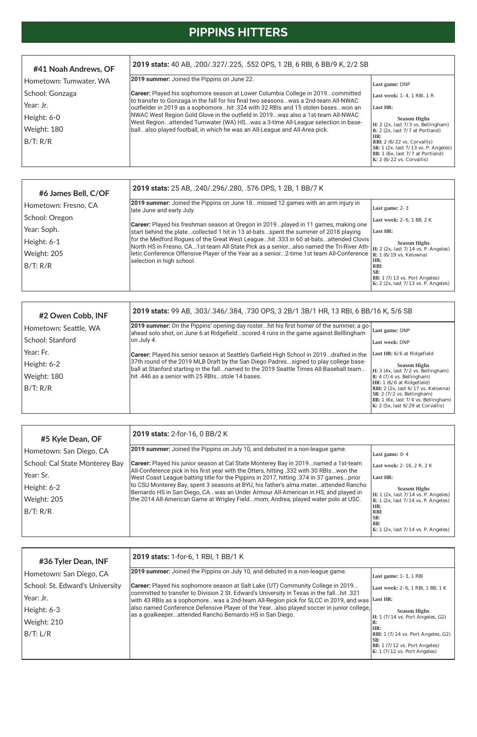# PIPPINS HITTERS

## #41 Noah Andrews, OF

Hometown: Tumwater, WA
School: Gonzaga
Year: Jr.
Height: 6-0
Weight: 180
B/T: R/R

**2019 stats:** 40 AB, .200/.327/.225, .552 OPS, 1 2B, 6 RBI, 6 BB/9 K, 2/2 SB

**2019 summer:** Joined the Pippins on June 22.

**Career:** Played his sophomore season at Lower Columbia College in 2019...committed to transfer to Gonzaga in the fall for his final two seasons...was a 2nd-team All-NWAC outfielder in 2019 as a sophomore...hit .324 with 32 RBIs and 15 stolen bases...won an NWAC West Region Gold Glove in the outfield in 2019...was also a 1st-team All-NWAC West Region...attended Tumwater (WA) HS...was a 3-time All-League selection in baseball...also played football, in which he was an All-League and All-Area pick.

**Last game:** DNP
**Last week:** 1-4, 1 RBI, 1 R
**Last HR:**

**Season Highs**
**H:** 2 (2x, last 7/3 vs. Bellingham)
**R:** 2 (2x, last 7/7 at Portland)
**HR:**
**RBI:** 2 (6/22 vs. Corvallis)
**SB:** 1 (2x, last 7/13 vs. P. Angeles)
**BB:** 1 (6x, last 7/7 at Portland)
**K:** 2 (6/22 vs. Corvallis)

## #6 James Bell, C/OF

Hometown: Fresno, CA
School: Oregon
Year: Soph.
Height: 6-1
Weight: 205
B/T: R/R

**2019 stats:** 25 AB, .240/.296/.280, .576 OPS, 1 2B, 1 BB/7 K

**2019 summer:** Joined the Pippins on June 18...missed 12 games with an arm injury in late June and early July.

**Career:** Played his freshman season at Oregon in 2019...played in 11 games, making one start behind the plate...collected 1 hit in 13 at-bats...spent the summer of 2018 playing for the Medford Rogues of the Great West League...hit .333 in 60 at-bats...attended Clovis North HS in Fresno, CA...1st-team All-State Pick as a senior...also named the Tri-River Athletic Conference Offensive Player of the Year as a senior...2-time 1st team All-Conference selection in high school.

**Last game:** 2-3
**Last week:** 2-6, 1 BB, 2 K
**Last HR:**

**Season Highs**
**H:** 2 (2x, last 7/14 vs. P. Angeles)
**R:** 1 (6/19 vs. Kelowna)
**HR:**
**RBI:**
**SB:**
**BB:** 1 (7/13 vs. Port Angeles)
**K:** 2 (2x, last 7/13 vs. P. Angeles)

## #2 Owen Cobb, INF

Hometown: Seattle, WA
School: Stanford
Year: Fr.
Height: 6-2
Weight: 180
B/T: R/R

**2019 stats:** 99 AB, .303/.346/.384, .730 OPS, 3 2B/1 3B/1 HR, 13 RBI, 6 BB/16 K, 5/6 SB

**2019 summer:** On the Pippins' opening day roster...hit his first homer of the summer, a go-ahead solo shot, on June 6 at Ridgefield...scored 4 runs in the game against Belllingham on July 4.

**Career:** Played his senior season at Seattle's Garfield High School in 2019...drafted in the 37th round of the 2019 MLB Draft by the San Diego Padres...signed to play college baseball at Stanford starting in the fall...named to the 2019 Seattle Times All-Baseball team... hit .446 as a senior with 25 RBIs...stole 14 bases.

**Last game:** DNP
**Last week:** DNP
**Last HR:** 6/6 at Ridgefield

**Season Highs**
**H:** 3 (4x, last 7/2 vs. Bellingham)
**R:** 4 (7/4 vs. Bellingham)
**HR:** 1 (6/6 at Ridgefield)
**RBI:** 2 (2x, last 6/17 vs. Kelowna)
**SB:** 2 (7/2 vs. Bellingham)
**BB:** 1 (6x, last 7/4 vs. Bellingham)
**K:** 2 (5x, last 6/29 at Corvallis)

## #5 Kyle Dean, OF

Hometown: San Diego, CA
School: Cal State Monterey Bay
Year: Sr.
Height: 6-2
Weight: 205
B/T: R/R

**2019 stats:** 2-for-16, 0 BB/2 K

**2019 summer:** Joined the Pippins on July 10, and debuted in a non-league game.

**Career:** Played his junior season at Cal State Monterey Bay in 2019...named a 1st-team All-Conference pick in his first year with the Otters, hitting .332 with 30 RBIs...won the West Coast League batting title for the Pippins in 2017, hitting .374 in 37 games...prior to CSU Monterey Bay, spent 3 seasons at BYU, his father's alma mater...attended Rancho Bernardo HS in San Diego, CA...was an Under Armour All-American in HS, and played in the 2014 All-American Game at Wrigley Field...mom, Andrea, played water polo at USC.

**Last game:** 0-4
**Last week:** 2-16, 2 R, 2 K
**Last HR:**

**Season Highs**
**H:** 1 (2x, last 7/14 vs. P. Angeles)
**R:** 1 (2x, last 7/14 vs. P. Angeles)
**HR:**
**RBI:**
**SB:**
**BB:**
**K:** 1 (2x, last 7/14 vs. P. Angeles)

## #36 Tyler Dean, INF

Hometown: San Diego, CA
School: St. Edward's University
Year: Jr.
Height: 6-3
Weight: 210
B/T: L/R

**2019 stats:** 1-for-6, 1 RBI, 1 BB/1 K

**2019 summer:** Joined the Pippins on July 10, and debuted in a non-league game.

**Career:** Played his sophomore season at Salt Lake (UT) Community College in 2019... committed to transfer to Division 2 St. Edward's University in Texas in the fall...hit .321 with 43 RBIs as a sophomore...was a 2nd-team All-Region pick for SLCC in 2019, and was also named Conference Defensive Player of the Year...also played soccer in junior college, as a goalkeeper...attended Rancho Bernardo HS in San Diego.

**Last game:** 1-3, 1 RBI
**Last week:** 2-6, 1 RBI, 1 BB, 1 K
**Last HR:**

**Season Highs**
**H:** 1 (7/14 vs. Port Angeles, G2)
**R:**
**HR:**
**RBI:** 1 (7/14 vs. Port Angeles, G2)
**SB:**
**BB:** 1 (7/12 vs. Port Angeles)
**K:** 1 (7/12 vs. Port Angeles)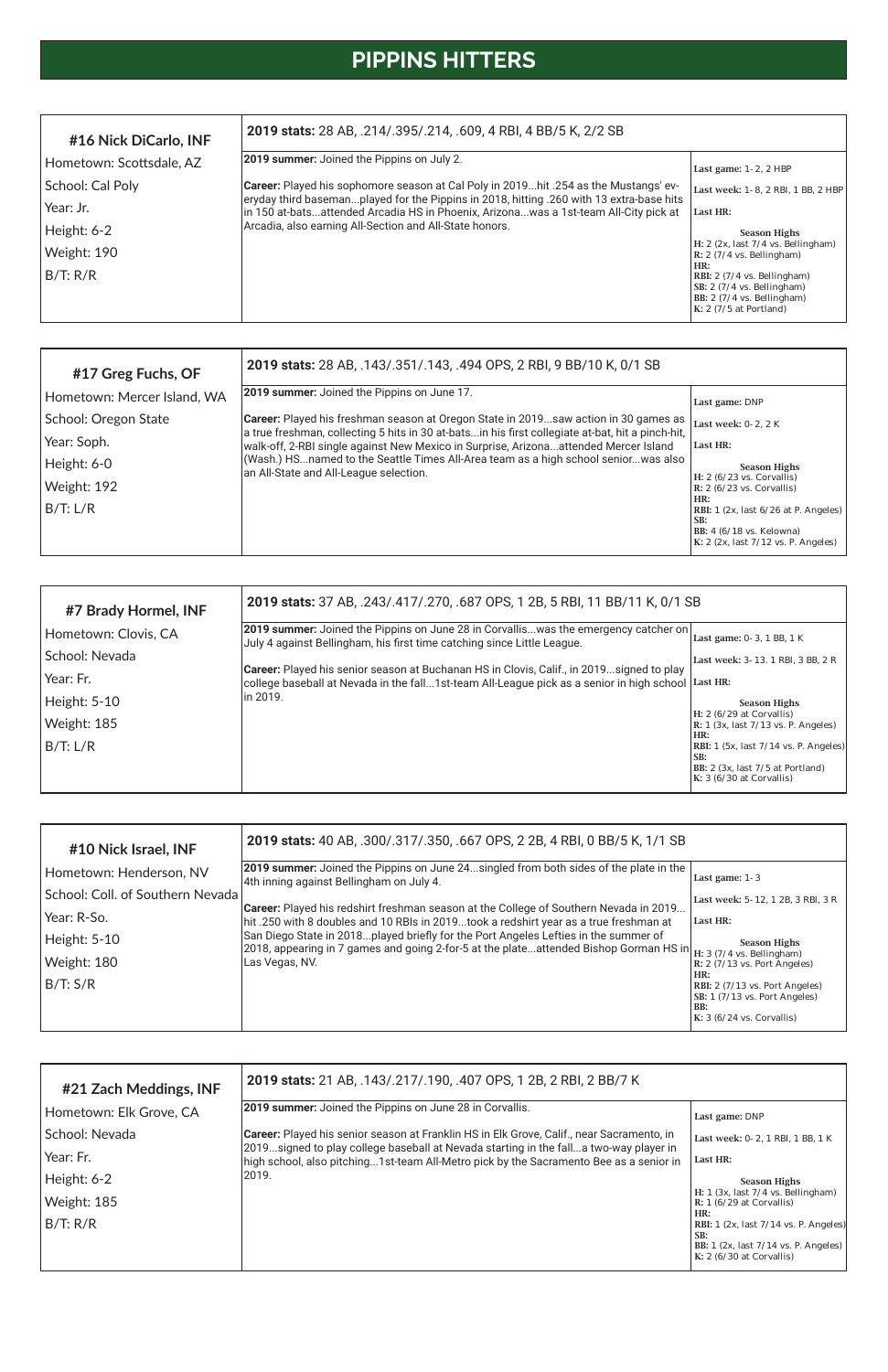# PIPPINS HITTERS

## #16 Nick DiCarlo, INF

Hometown: Scottsdale, AZ
School: Cal Poly
Year: Jr.
Height: 6-2
Weight: 190
B/T: R/R

**2019 stats:** 28 AB, .214/.395/.214, .609, 4 RBI, 4 BB/5 K, 2/2 SB

**2019 summer:** Joined the Pippins on July 2.

**Career:** Played his sophomore season at Cal Poly in 2019...hit .254 as the Mustangs' everyday third baseman...played for the Pippins in 2018, hitting .260 with 13 extra-base hits in 150 at-bats...attended Arcadia HS in Phoenix, Arizona...was a 1st-team All-City pick at Arcadia, also earning All-Section and All-State honors.

**Last game:** 1- 2, 2 HBP
**Last week:** 1- 8, 2 RBI, 1 BB, 2 HBP
**Last HR:**

**Season Highs**
**H:** 2 (2x, last 7/4 vs. Bellingham)
**R:** 2 (7/4 vs. Bellingham)
**HR:**
**RBI:** 2 (7/4 vs. Bellingham)
**SB:** 2 (7/4 vs. Bellingham)
**BB:** 2 (7/4 vs. Bellingham)
**K:** 2 (7/5 at Portland)

## #17 Greg Fuchs, OF

Hometown: Mercer Island, WA
School: Oregon State
Year: Soph.
Height: 6-0
Weight: 192
B/T: L/R

**2019 stats:** 28 AB, .143/.351/.143, .494 OPS, 2 RBI, 9 BB/10 K, 0/1 SB

**2019 summer:** Joined the Pippins on June 17.

**Career:** Played his freshman season at Oregon State in 2019...saw action in 30 games as a true freshman, collecting 5 hits in 30 at-bats...in his first collegiate at-bat, hit a pinch-hit, walk-off, 2-RBI single against New Mexico in Surprise, Arizona...attended Mercer Island (Wash.) HS...named to the Seattle Times All-Area team as a high school senior...was also an All-State and All-League selection.

**Last game:** DNP
**Last week:** 0- 2, 2 K
**Last HR:**

**Season Highs**
**H:** 2 (6/23 vs. Corvallis)
**R:** 2 (6/23 vs. Corvallis)
**HR:**
**RBI:** 1 (2x, last 6/26 at P. Angeles)
**SB:**
**BB:** 4 (6/18 vs. Kelowna)
**K:** 2 (2x, last 7/12 vs. P. Angeles)

## #7 Brady Hormel, INF

Hometown: Clovis, CA
School: Nevada
Year: Fr.
Height: 5-10
Weight: 185
B/T: L/R

**2019 stats:** 37 AB, .243/.417/.270, .687 OPS, 1 2B, 5 RBI, 11 BB/11 K, 0/1 SB

**2019 summer:** Joined the Pippins on June 28 in Corvallis...was the emergency catcher on July 4 against Bellingham, his first time catching since Little League.

**Career:** Played his senior season at Buchanan HS in Clovis, Calif., in 2019...signed to play college baseball at Nevada in the fall...1st-team All-League pick as a senior in high school in 2019.

**Last game:** 0- 3, 1 BB, 1 K
**Last week:** 3- 13. 1 RBI, 3 BB, 2 R
**Last HR:**

**Season Highs**
**H:** 2 (6/29 at Corvallis)
**R:** 1 (3x, last 7/13 vs. P. Angeles)
**HR:**
**RBI:** 1 (5x, last 7/14 vs. P. Angeles)
**SB:**
**BB:** 2 (3x, last 7/5 at Portland)
**K:** 3 (6/30 at Corvallis)

## #10 Nick Israel, INF

Hometown: Henderson, NV
School: Coll. of Southern Nevada
Year: R-So.
Height: 5-10
Weight: 180
B/T: S/R

**2019 stats:** 40 AB, .300/.317/.350, .667 OPS, 2 2B, 4 RBI, 0 BB/5 K, 1/1 SB

**2019 summer:** Joined the Pippins on June 24...singled from both sides of the plate in the 4th inning against Bellingham on July 4.

**Career:** Played his redshirt freshman season at the College of Southern Nevada in 2019... hit .250 with 8 doubles and 10 RBIs in 2019...took a redshirt year as a true freshman at San Diego State in 2018...played briefly for the Port Angeles Lefties in the summer of 2018, appearing in 7 games and going 2-for-5 at the plate...attended Bishop Gorman HS in Las Vegas, NV.

**Last game:** 1- 3
**Last week:** 5- 12, 1 2B, 3 RBI, 3 R
**Last HR:**

**Season Highs**
**H:** 3 (7/4 vs. Bellingham)
**R:** 2 (7/13 vs. Port Angeles)
**HR:**
**RBI:** 2 (7/13 vs. Port Angeles)
**SB:** 1 (7/13 vs. Port Angeles)
**BB:**
**K:** 3 (6/24 vs. Corvallis)

## #21 Zach Meddings, INF

Hometown: Elk Grove, CA
School: Nevada
Year: Fr.
Height: 6-2
Weight: 185
B/T: R/R

**2019 stats:** 21 AB, .143/.217/.190, .407 OPS, 1 2B, 2 RBI, 2 BB/7 K

**2019 summer:** Joined the Pippins on June 28 in Corvallis.

**Career:** Played his senior season at Franklin HS in Elk Grove, Calif., near Sacramento, in 2019...signed to play college baseball at Nevada starting in the fall...a two-way player in high school, also pitching...1st-team All-Metro pick by the Sacramento Bee as a senior in 2019.

**Last game:** DNP
**Last week:** 0- 2, 1 RBI, 1 BB, 1 K
**Last HR:**

**Season Highs**
**H:** 1 (3x, last 7/4 vs. Bellingham)
**R:** 1 (6/29 at Corvallis)
**HR:**
**RBI:** 1 (2x, last 7/14 vs. P. Angeles)
**SB:**
**BB:** 1 (2x, last 7/14 vs. P. Angeles)
**K:** 2 (6/30 at Corvallis)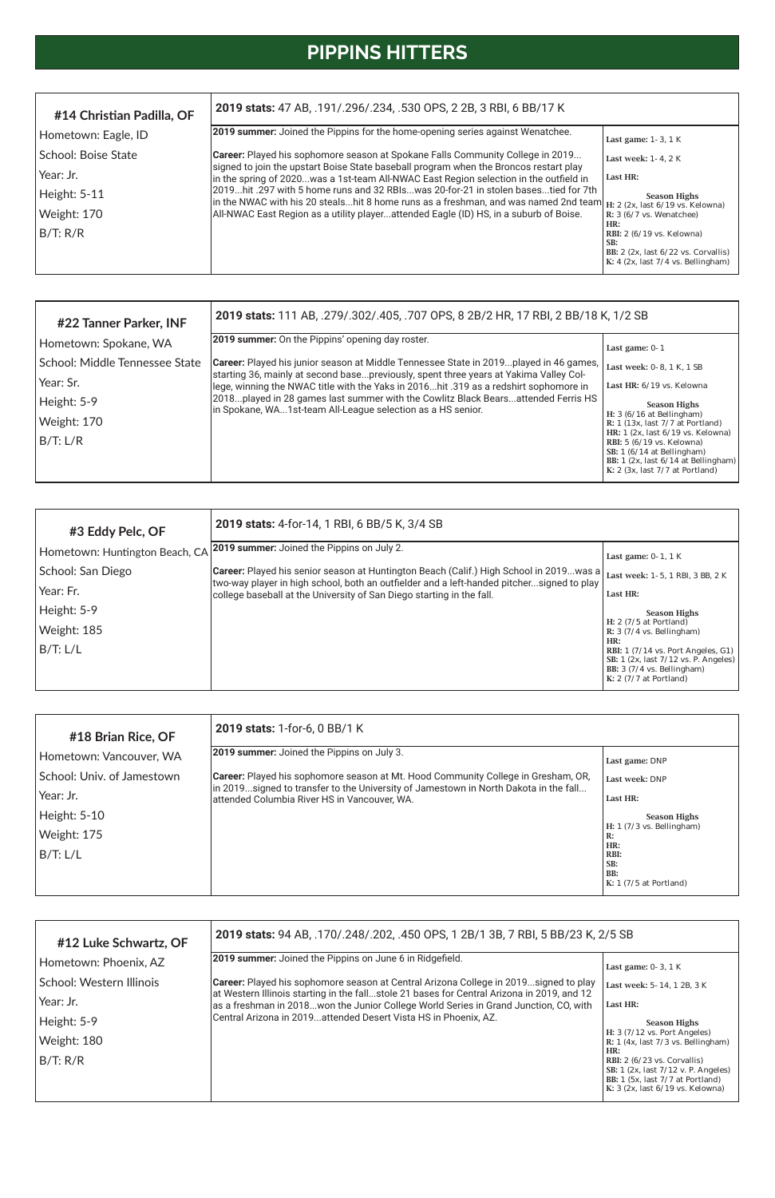# PIPPINS HITTERS

## #14 Christian Padilla, OF

Hometown: Eagle, ID
School: Boise State
Year: Jr.
Height: 5-11
Weight: 170
B/T: R/R

**2019 stats:** 47 AB, .191/.296/.234, .530 OPS, 2 2B, 3 RBI, 6 BB/17 K

**2019 summer:** Joined the Pippins for the home-opening series against Wenatchee.

**Career:** Played his sophomore season at Spokane Falls Community College in 2019... signed to join the upstart Boise State baseball program when the Broncos restart play in the spring of 2020...was a 1st-team All-NWAC East Region selection in the outfield in 2019...hit .297 with 5 home runs and 32 RBIs...was 20-for-21 in stolen bases...tied for 7th in the NWAC with his 20 steals...hit 8 home runs as a freshman, and was named 2nd team All-NWAC East Region as a utility player...attended Eagle (ID) HS, in a suburb of Boise.

Last game: 1-3, 1 K
Last week: 1-4, 2 K
Last HR:

**Season Highs**
H: 2 (2x, last 6/19 vs. Kelowna)
R: 3 (6/7 vs. Wenatchee)
HR:
RBI: 2 (6/19 vs. Kelowna)
SB:
BB: 2 (2x, last 6/22 vs. Corvallis)
K: 4 (2x, last 7/4 vs. Bellingham)

## #22 Tanner Parker, INF

Hometown: Spokane, WA
School: Middle Tennessee State
Year: Sr.
Height: 5-9
Weight: 170
B/T: L/R

**2019 stats:** 111 AB, .279/.302/.405, .707 OPS, 8 2B/2 HR, 17 RBI, 2 BB/18 K, 1/2 SB

**2019 summer:** On the Pippins' opening day roster.

**Career:** Played his junior season at Middle Tennessee State in 2019...played in 46 games, starting 36, mainly at second base...previously, spent three years at Yakima Valley College, winning the NWAC title with the Yaks in 2016...hit .319 as a redshirt sophomore in 2018...played in 28 games last summer with the Cowlitz Black Bears...attended Ferris HS in Spokane, WA...1st-team All-League selection as a HS senior.

Last game: 0-1
Last week: 0-8, 1 K, 1 SB
Last HR: 6/19 vs. Kelowna

**Season Highs**
H: 3 (6/16 at Bellingham)
R: 1 (13x, last 7/7 at Portland)
HR: 1 (2x, last 6/19 vs. Kelowna)
RBI: 5 (6/19 vs. Kelowna)
SB: 1 (6/14 at Bellingham)
BB: 1 (2x, last 6/14 at Bellingham)
K: 2 (3x, last 7/7 at Portland)

## #3 Eddy Pelc, OF

Hometown: Huntington Beach, CA
School: San Diego
Year: Fr.
Height: 5-9
Weight: 185
B/T: L/L

**2019 stats:** 4-for-14, 1 RBI, 6 BB/5 K, 3/4 SB

**2019 summer:** Joined the Pippins on July 2.

**Career:** Played his senior season at Huntington Beach (Calif.) High School in 2019...was a two-way player in high school, both an outfielder and a left-handed pitcher...signed to play college baseball at the University of San Diego starting in the fall.

Last game: 0-1, 1 K
Last week: 1-5, 1 RBI, 3 BB, 2 K
Last HR:

**Season Highs**
H: 2 (7/5 at Portland)
R: 3 (7/4 vs. Bellingham)
HR:
RBI: 1 (7/14 vs. Port Angeles, G1)
SB: 1 (2x, last 7/12 vs. P. Angeles)
BB: 3 (7/4 vs. Bellingham)
K: 2 (7/7 at Portland)

## #18 Brian Rice, OF

Hometown: Vancouver, WA
School: Univ. of Jamestown
Year: Jr.
Height: 5-10
Weight: 175
B/T: L/L

**2019 stats:** 1-for-6, 0 BB/1 K

**2019 summer:** Joined the Pippins on July 3.

**Career:** Played his sophomore season at Mt. Hood Community College in Gresham, OR, in 2019...signed to transfer to the University of Jamestown in North Dakota in the fall... attended Columbia River HS in Vancouver, WA.

Last game: DNP
Last week: DNP
Last HR:

**Season Highs**
H: 1 (7/3 vs. Bellingham)
R:
HR:
RBI:
SB:
BB:
K: 1 (7/5 at Portland)

## #12 Luke Schwartz, OF

Hometown: Phoenix, AZ
School: Western Illinois
Year: Jr.
Height: 5-9
Weight: 180
B/T: R/R

**2019 stats:** 94 AB, .170/.248/.202, .450 OPS, 1 2B/1 3B, 7 RBI, 5 BB/23 K, 2/5 SB

**2019 summer:** Joined the Pippins on June 6 in Ridgefield.

**Career:** Played his sophomore season at Central Arizona College in 2019...signed to play at Western Illinois starting in the fall...stole 21 bases for Central Arizona in 2019, and 12 as a freshman in 2018...won the Junior College World Series in Grand Junction, CO, with Central Arizona in 2019...attended Desert Vista HS in Phoenix, AZ.

Last game: 0-3, 1 K
Last week: 5-14, 1 2B, 3 K
Last HR:

**Season Highs**
H: 3 (7/12 vs. Port Angeles)
R: 1 (4x, last 7/3 vs. Bellingham)
HR:
RBI: 2 (6/23 vs. Corvallis)
SB: 1 (2x, last 7/12 v. P. Angeles)
BB: 1 (5x, last 7/7 at Portland)
K: 3 (2x, last 6/19 vs. Kelowna)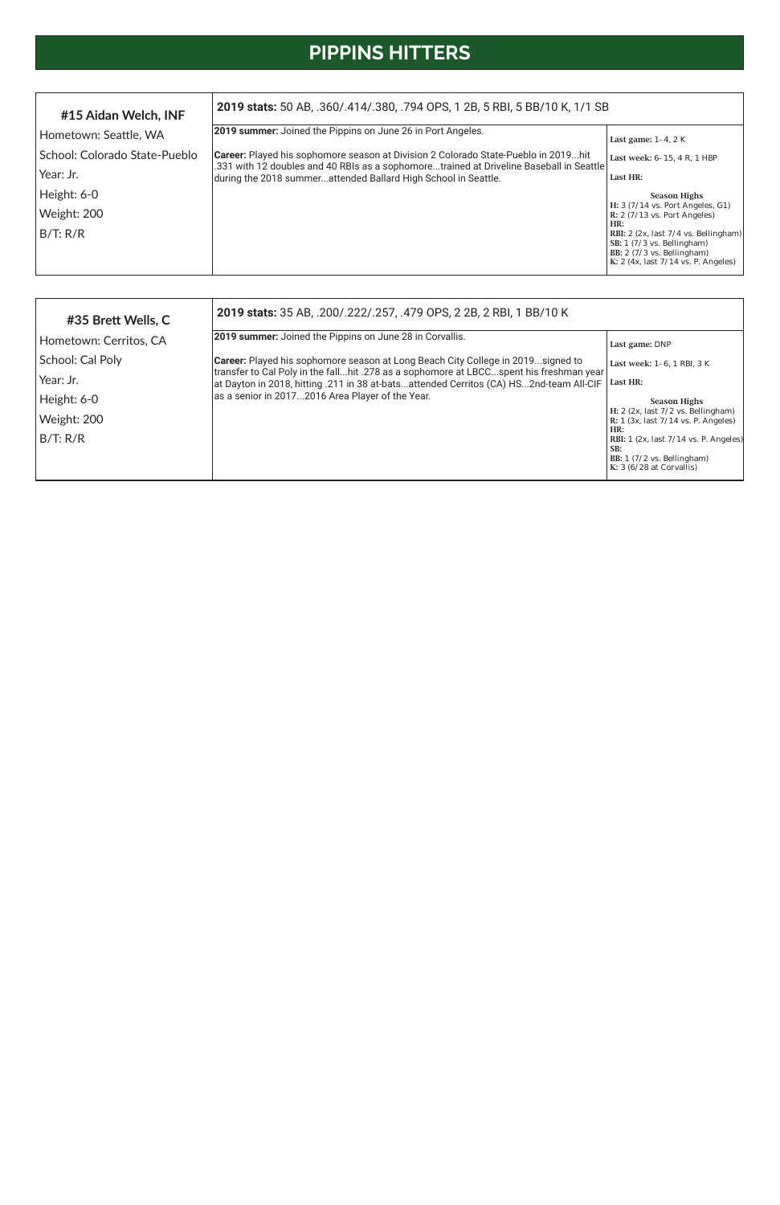# PIPPINS HITTERS

## #15 Aidan Welch, INF

Hometown: Seattle, WA
School: Colorado State-Pueblo
Year: Jr.
Height: 6-0
Weight: 200
B/T: R/R

**2019 stats:** 50 AB, .360/.414/.380, .794 OPS, 1 2B, 5 RBI, 5 BB/10 K, 1/1 SB

**2019 summer:** Joined the Pippins on June 26 in Port Angeles.

**Career:** Played his sophomore season at Division 2 Colorado State-Pueblo in 2019...hit .331 with 12 doubles and 40 RBIs as a sophomore...trained at Driveline Baseball in Seattle during the 2018 summer...attended Ballard High School in Seattle.

**Last game:** 1-4, 2 K

**Last week:** 6-15, 4 R, 1 HBP

**Last HR:**

**Season Highs**
**H:** 3 (7/14 vs. Port Angeles, G1)
**R:** 2 (7/13 vs. Port Angeles)
**HR:**
**RBI:** 2 (2x, last 7/4 vs. Bellingham)
**SB:** 1 (7/3 vs. Bellingham)
**BB:** 2 (7/3 vs. Bellingham)
**K:** 2 (4x, last 7/14 vs. P. Angeles)

## #35 Brett Wells, C

Hometown: Cerritos, CA
School: Cal Poly
Year: Jr.
Height: 6-0
Weight: 200
B/T: R/R

**2019 stats:** 35 AB, .200/.222/.257, .479 OPS, 2 2B, 2 RBI, 1 BB/10 K

**2019 summer:** Joined the Pippins on June 28 in Corvallis.

**Career:** Played his sophomore season at Long Beach City College in 2019...signed to transfer to Cal Poly in the fall...hit .278 as a sophomore at LBCC...spent his freshman year at Dayton in 2018, hitting .211 in 38 at-bats...attended Cerritos (CA) HS...2nd-team All-CIF as a senior in 2017...2016 Area Player of the Year.

**Last game:** DNP

**Last week:** 1-6, 1 RBI, 3 K

**Last HR:**

**Season Highs**
**H:** 2 (2x, last 7/2 vs. Bellingham)
**R:** 1 (3x, last 7/14 vs. P. Angeles)
**HR:**
**RBI:** 1 (2x, last 7/14 vs. P. Angeles)
**SB:**
**BB:** 1 (7/2 vs. Bellingham)
**K:** 3 (6/28 at Corvallis)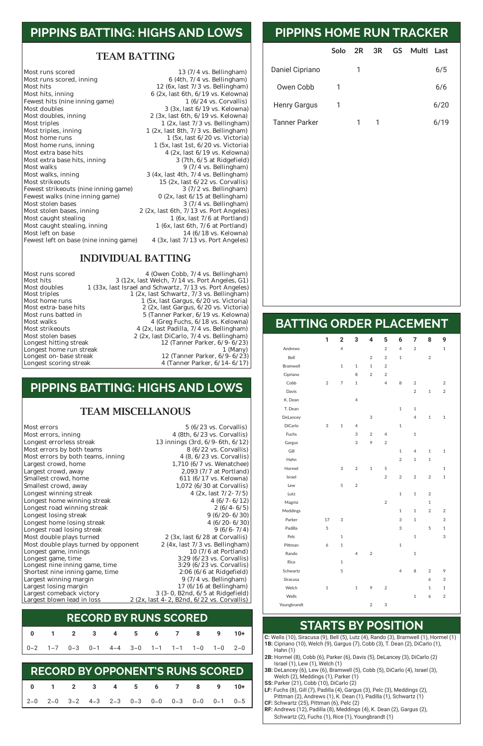## PIPPINS BATTING: HIGHS AND LOWS

### TEAM BATTING

| | |
|---|---|
| Most runs scored | 13 (7/4 vs. Bellingham) |
| Most runs scored, inning | 6 (4th, 7/4 vs. Bellingham) |
| Most hits | 12 (6x, last 7/3 vs. Bellingham) |
| Most hits, inning | 6 (2x, last 6th, 6/19 vs. Kelowna) |
| Fewest hits (nine inning game) | 1 (6/24 vs. Corvallis) |
| Most doubles | 3 (3x, last 6/19 vs. Kelowna) |
| Most doubles, inning | 2 (3x, last 6th, 6/19 vs. Kelowna) |
| Most triples | 1 (2x, last 7/3 vs. Bellingham) |
| Most triples, inning | 1 (2x, last 8th, 7/3 vs. Bellingham) |
| Most home runs | 1 (5x, last 6/20 vs. Victoria) |
| Most home runs, inning | 1 (5x, last 1st, 6/20 vs. Victoria) |
| Most extra base hits | 4 (2x, last 6/19 vs. Kelowna) |
| Most extra base hits, inning | 3 (7th, 6/5 at Ridgefield) |
| Most walks | 9 (7/4 vs. Bellingham) |
| Most walks, inning | 3 (4x, last 4th, 7/4 vs. Bellingham) |
| Most strikeouts | 15 (2x, last 6/22 vs. Corvallis) |
| Fewest strikeouts (nine inning game) | 3 (7/2 vs. Bellingham) |
| Fewest walks (nine inning game) | 0 (2x, last 6/15 at Bellingham) |
| Most stolen bases | 3 (7/4 vs. Bellingham) |
| Most stolen bases, inning | 2 (2x, last 6th, 7/13 vs. Port Angeles) |
| Most caught stealing | 1 (6x, last 7/6 at Portland) |
| Most caught stealing, inning | 1 (6x, last 6th, 7/6 at Portland) |
| Most left on base | 14 (6/18 vs. Kelowna) |
| Fewest left on base (nine inning game) | 4 (3x, last 7/13 vs. Port Angeles) |

### INDIVIDUAL BATTING

| | |
|---|---|
| Most runs scored | 4 (Owen Cobb, 7/4 vs. Bellingham) |
| Most hits | 3 (12x, last Welch, 7/14 vs. Port Angeles, G1) |
| Most doubles | 1 (33x, last Israel and Schwartz, 7/13 vs. Port Angeles) |
| Most triples | 1 (2x, last Schwartz, 7/3 vs. Bellingham) |
| Most home runs | 1 (5x, last Gargus, 6/20 vs. Victoria) |
| Most extra- base hits | 2 (2x, last Gargus, 6/20 vs. Victoria) |
| Most runs batted in | 5 (Tanner Parker, 6/19 vs. Kelowna) |
| Most walks | 4 (Greg Fuchs, 6/18 vs. Kelowna) |
| Most strikeouts | 4 (2x, last Padilla, 7/4 vs. Bellingham) |
| Most stolen bases | 2 (2x, last DiCarlo, 7/4 vs. Bellingham) |
| Longest hitting streak | 12 (Tanner Parker, 6/9- 6/23) |
| Longest home run streak | 1 (Many) |
| Longest on- base streak | 12 (Tanner Parker, 6/9- 6/23) |
| Longest scoring streak | 4 (Tanner Parker, 6/14- 6/17) |

## PIPPINS BATTING: HIGHS AND LOWS

### TEAM MISCELLANOUS

| | |
|---|---|
| Most errors | 5 (6/23 vs. Corvallis) |
| Most errors, inning | 4 (8th, 6/23 vs. Corvallis) |
| Longest errorless streak | 13 innings (3rd, 6/9- 6th, 6/12) |
| Most errors by both teams | 8 (6/22 vs. Corvallis) |
| Most errors by both teams, inning | 4 (8, 6/23 vs. Corvallis) |
| Largest crowd, home | 1,710 (6/7 vs. Wenatchee) |
| Largest crowd, away | 2,093 (7/7 at Portland) |
| Smallest crowd, home | 611 (6/17 vs. Kelowna) |
| Smallest crowd, away | 1,072 (6/30 at Corvallis) |
| Longest winning streak | 4 (2x, last 7/2- 7/5) |
| Longest home winning streak | 4 (6/7- 6/12) |
| Longest road winning streak | 2 (6/4- 6/5) |
| Longest losing streak | 9 (6/20- 6/30) |
| Longest home losing streak | 4 (6/20- 6/30) |
| Longest road losing streak | 9 (6/6- 7/4) |
| Most double plays turned | 2 (3x, last 6/28 at Corvallis) |
| Most double plays turned by opponent | 2 (4x, last 7/3 vs. Bellingham) |
| Longest game, innings | 10 (7/6 at Portland) |
| Longest game, time | 3:29 (6/23 vs. Corvallis) |
| Longest nine inning game, time | 3:29 (6/23 vs. Corvallis) |
| Shortest nine inning game, time | 2:06 (6/6 at Ridgefield) |
| Largest winning margin | 9 (7/4 vs. Bellingham) |
| Largest losing margin | 17 (6/16 at Bellingham) |
| Largest comeback victory | 3 (3- 0, B2nd, 6/5 at Ridgefield) |
| Largest blown lead in loss | 2 (2x, last 4- 2, B2nd, 6/22 vs. Corvallis) |

## RECORD BY RUNS SCORED

| 0 | 1 | 2 | 3 | 4 | 5 | 6 | 7 | 8 | 9 | 10+ |
|---|---|---|---|---|---|---|---|---|---|---|
| 0–2 | 1–7 | 0–3 | 0–1 | 4–4 | 3–0 | 1–1 | 1–1 | 1–0 | 1–0 | 2–0 |

## RECORD BY OPPONENT'S RUNS SCORED

| 0 | 1 | 2 | 3 | 4 | 5 | 6 | 7 | 8 | 9 | 10+ |
|---|---|---|---|---|---|---|---|---|---|---|
| 2–0 | 2–0 | 3–2 | 4–3 | 2–3 | 0–3 | 0–0 | 0–3 | 0–0 | 0–1 | 0–5 |

## PIPPINS HOME RUN TRACKER

| | Solo | 2R | 3R | GS | Multi | Last |
|---|---|---|---|---|---|---|
| Daniel Cipriano | | 1 | | | | 6/5 |
| Owen Cobb | 1 | | | | | 6/6 |
| Henry Gargus | 1 | | | | | 6/20 |
| Tanner Parker | | 1 | 1 | | | 6/19 |

## BATTING ORDER PLACEMENT

| | 1 | 2 | 3 | 4 | 5 | 6 | 7 | 8 | 9 |
|---|---|---|---|---|---|---|---|---|---|
| Andrews | | 4 | | | 2 | 4 | 2 | | 1 |
| Bell | | | | 2 | 2 | 1 | | 2 | |
| Bramwell | | 1 | 1 | 1 | 2 | | | | |
| Cipriano | | | 8 | 2 | 2 | | | | |
| Cobb | 2 | 7 | 1 | | 4 | 8 | 2 | | 2 |
| Davis | | | | | | | 2 | 1 | 2 |
| K. Dean | | | 4 | | | | | | |
| T. Dean | | | | | | 1 | 1 | | |
| DeLancey | | | | 3 | | | 4 | 1 | 1 |
| DiCarlo | 3 | 1 | 4 | | | 1 | | | |
| Fuchs | | | 3 | 2 | 4 | | 1 | | |
| Gargus | | | 3 | 9 | 2 | | | | |
| Gill | | | | | | 1 | 4 | 1 | 1 |
| Hahn | | | | | | 2 | 1 | 1 | |
| Hormel | | 3 | 2 | 1 | 5 | | | | 1 |
| Israel | | | | | 2 | 2 | 2 | 2 | 1 |
| Lew | | 5 | 2 | | | | | | |
| Lutz | | | | | | 1 | 1 | 2 | |
| Magrisi | | | | | 2 | | | 1 | |
| Meddings | | | | | | 1 | 1 | 2 | 2 |
| Parker | 17 | 3 | | | | 3 | 1 | | 3 |
| Padilla | 5 | | | | | 3 | | 5 | 1 |
| Pelc | | 1 | | | | | 1 | | 3 |
| Pittman | 6 | 1 | | | | 1 | | | |
| Rando | | | 4 | 2 | | | 1 | | |
| Rice | | 1 | | | | | | | |
| Schwartz | | 5 | | | | 4 | 8 | 2 | 9 |
| Siracusa | | | | | | | | 6 | 3 |
| Welch | 1 | | 1 | 9 | 2 | | | 1 | 1 |
| Wells | | | | | | | 1 | 6 | 2 |
| Youngbrandt | | | | 2 | 3 | | | | |

## STARTS BY POSITION

**C:** Wells (10), Siracusa (9), Bell (5), Lutz (4), Rando (3), Bramwell (1), Hormel (1)
**1B:** Cipriano (10), Welch (9), Gargus (7), Cobb (3), T. Dean (2), DiCarlo (1), Hahn (1)
**2B:** Hormel (8), Cobb (6), Parker (6), Davis (5), DeLancey (3), DiCarlo (2) Israel (1), Lew (1), Welch (1)
**3B:** DeLancey (6), Lew (6), Bramwell (5), Cobb (5), DiCarlo (4), Israel (3), Welch (2), Meddings (1), Parker (1)
**SS:** Parker (21), Cobb (10), DiCarlo (2)
**LF:** Fuchs (8), Gill (7), Padilla (4), Gargus (3), Pelc (3), Meddings (2), Pittman (2), Andrews (1), K. Dean (1), Padilla (1), Schwartz (1)
**CF:** Schwartz (25), Pittman (6), Pelc (2)
**RF:** Andrews (12), Padilla (8), Meddings (4), K. Dean (2), Gargus (2), Schwartz (2), Fuchs (1), Rice (1), Youngbrandt (1)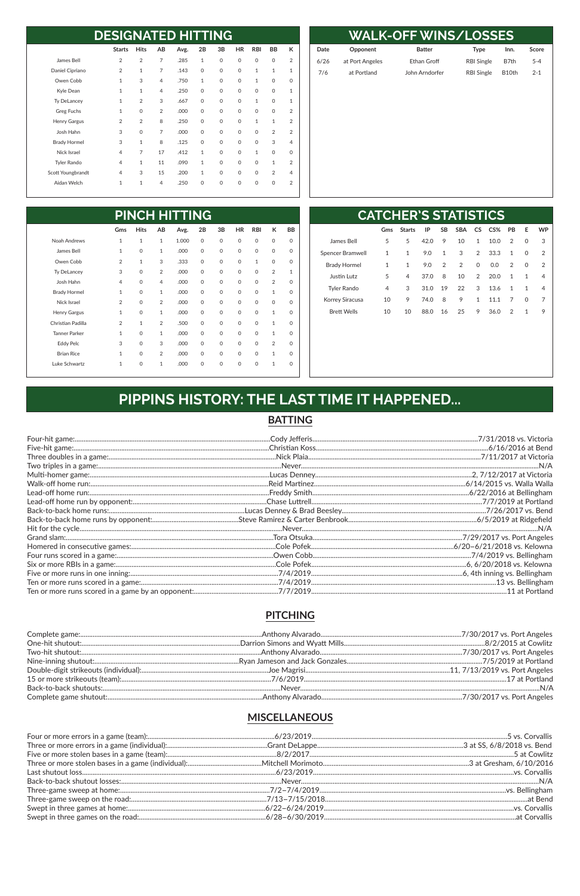## DESIGNATED HITTING

| | Starts | Hits | AB | Avg. | 2B | 3B | HR | RBI | BB | K |
|---|---|---|---|---|---|---|---|---|---|---|
| James Bell | 2 | 2 | 7 | .285 | 1 | 0 | 0 | 0 | 0 | 2 |
| Daniel Cipriano | 2 | 1 | 7 | .143 | 0 | 0 | 0 | 1 | 1 | 1 |
| Owen Cobb | 1 | 3 | 4 | .750 | 1 | 0 | 0 | 1 | 0 | 0 |
| Kyle Dean | 1 | 1 | 4 | .250 | 0 | 0 | 0 | 0 | 0 | 1 |
| Ty DeLancey | 1 | 2 | 3 | .667 | 0 | 0 | 0 | 1 | 0 | 1 |
| Greg Fuchs | 1 | 0 | 2 | .000 | 0 | 0 | 0 | 0 | 0 | 2 |
| Henry Gargus | 2 | 2 | 8 | .250 | 0 | 0 | 0 | 1 | 1 | 2 |
| Josh Hahn | 3 | 0 | 7 | .000 | 0 | 0 | 0 | 0 | 2 | 2 |
| Brady Hormel | 3 | 1 | 8 | .125 | 0 | 0 | 0 | 0 | 3 | 4 |
| Nick Israel | 4 | 7 | 17 | .412 | 1 | 0 | 0 | 1 | 0 | 0 |
| Tyler Rando | 4 | 1 | 11 | .090 | 1 | 0 | 0 | 0 | 1 | 2 |
| Scott Youngbrandt | 4 | 3 | 15 | .200 | 1 | 0 | 0 | 0 | 2 | 4 |
| Aidan Welch | 1 | 1 | 4 | .250 | 0 | 0 | 0 | 0 | 0 | 2 |

## WALK-OFF WINS/LOSSES

| Date | Opponent | Batter | Type | Inn. | Score |
|---|---|---|---|---|---|
| 6/26 | at Port Angeles | Ethan Groff | RBI Single | B7th | 5-4 |
| 7/6 | at Portland | John Arndorfer | RBI Single | B10th | 2-1 |

## PINCH HITTING

| | Gms | Hits | AB | Avg. | 2B | 3B | HR | RBI | K | BB |
|---|---|---|---|---|---|---|---|---|---|---|
| Noah Andrews | 1 | 1 | 1 | 1.000 | 0 | 0 | 0 | 0 | 0 | 0 |
| James Bell | 1 | 0 | 1 | .000 | 0 | 0 | 0 | 0 | 0 | 0 |
| Owen Cobb | 2 | 1 | 3 | .333 | 0 | 0 | 0 | 1 | 0 | 0 |
| Ty DeLancey | 3 | 0 | 2 | .000 | 0 | 0 | 0 | 0 | 2 | 1 |
| Josh Hahn | 4 | 0 | 4 | .000 | 0 | 0 | 0 | 0 | 2 | 0 |
| Brady Hormel | 1 | 0 | 1 | .000 | 0 | 0 | 0 | 0 | 1 | 0 |
| Nick Israel | 2 | 0 | 2 | .000 | 0 | 0 | 0 | 0 | 0 | 0 |
| Henry Gargus | 1 | 0 | 1 | .000 | 0 | 0 | 0 | 0 | 1 | 0 |
| Christian Padilla | 2 | 1 | 2 | .500 | 0 | 0 | 0 | 0 | 1 | 0 |
| Tanner Parker | 1 | 0 | 1 | .000 | 0 | 0 | 0 | 0 | 1 | 0 |
| Eddy Pelc | 3 | 0 | 3 | .000 | 0 | 0 | 0 | 0 | 2 | 0 |
| Brian Rice | 1 | 0 | 2 | .000 | 0 | 0 | 0 | 0 | 1 | 0 |
| Luke Schwartz | 1 | 0 | 1 | .000 | 0 | 0 | 0 | 0 | 1 | 0 |

## CATCHER'S STATISTICS

| | Gms | Starts | IP | SB | SBA | CS | CS% | PB | E | WP |
|---|---|---|---|---|---|---|---|---|---|---|
| James Bell | 5 | 5 | 42.0 | 9 | 10 | 1 | 10.0 | 2 | 0 | 3 |
| Spencer Bramwell | 1 | 1 | 9.0 | 1 | 3 | 2 | 33.3 | 1 | 0 | 2 |
| Brady Hormel | 1 | 1 | 9.0 | 2 | 2 | 0 | 0.0 | 2 | 0 | 2 |
| Justin Lutz | 5 | 4 | 37.0 | 8 | 10 | 2 | 20.0 | 1 | 1 | 4 |
| Tyler Rando | 4 | 3 | 31.0 | 19 | 22 | 3 | 13.6 | 1 | 1 | 4 |
| Korrey Siracusa | 10 | 9 | 74.0 | 8 | 9 | 1 | 11.1 | 7 | 0 | 7 |
| Brett Wells | 10 | 10 | 88.0 | 16 | 25 | 9 | 36.0 | 2 | 1 | 9 |

# PIPPINS HISTORY: THE LAST TIME IT HAPPENED...

## BATTING

| | | |
|---|---|---|
| Four-hit game: | Cody Jefferis | 7/31/2018 vs. Victoria |
| Five-hit game: | Christian Koss | 6/16/2016 at Bend |
| Three doubles in a game: | Nick Plaia | 7/11/2017 at Victoria |
| Two triples in a game: | Never | N/A |
| Multi-homer game: | Lucas Denney | 2, 7/12/2017 at Victoria |
| Walk-off home run: | Reid Martinez | 6/14/2015 vs. Walla Walla |
| Lead-off home run: | Freddy Smith | 6/22/2016 at Bellingham |
| Lead-off home run by opponent: | Chase Luttrell | 7/7/2019 at Portland |
| Back-to-back home runs: | Lucas Denney & Brad Beesley | 7/26/2017 vs. Bend |
| Back-to-back home runs by opponent: | Steve Ramirez & Carter Benbrook | 6/5/2019 at Ridgefield |
| Hit for the cycle | Never | N/A |
| Grand slam: | Tora Otsuka | 7/29/2017 vs. Port Angeles |
| Homered in consecutive games: | Cole Pofek | 6/20–6/21/2018 vs. Kelowna |
| Four runs scored in a game: | Owen Cobb | 7/4/2019 vs. Bellingham |
| Six or more RBIs in a game: | Cole Pofek | 6, 6/20/2018 vs. Kelowna |
| Five or more runs in one inning: | 7/4/2019 | 6, 4th inning vs. Bellingham |
| Ten or more runs scored in a game: | 7/4/2019 | 13 vs. Bellingham |
| Ten or more runs scored in a game by an opponent: | 7/7/2019 | 11 at Portland |

## PITCHING

| | | |
|---|---|---|
| Complete game: | Anthony Alvarado | 7/30/2017 vs. Port Angeles |
| One-hit shutout: | Darrion Simons and Wyatt Mills | 8/2/2015 at Cowlitz |
| Two-hit shutout: | Anthony Alvarado | 7/30/2017 vs. Port Angeles |
| Nine-inning shutout: | Ryan Jameson and Jack Gonzales | 7/5/2019 at Portland |
| Double-digit strikeouts (individual): | Joe Magrisi | 11, 7/13/2019 vs. Port Angeles |
| 15 or more strikeouts (team): | 7/6/2019 | 17 at Portland |
| Back-to-back shutouts: | Never | N/A |
| Complete game shutout: | Anthony Alvarado | 7/30/2017 vs. Port Angeles |

## MISCELLANEOUS

| | | |
|---|---|---|
| Four or more errors in a game (team): | 6/23/2019 | 5 vs. Corvallis |
| Three or more errors in a game (individual): | Grant DeLappe | 3 at SS, 6/8/2018 vs. Bend |
| Five or more stolen bases in a game (team): | 8/2/2017 | 5 at Cowlitz |
| Three or more stolen bases in a game (individual): | Mitchell Morimoto | 3 at Gresham, 6/10/2016 |
| Last shutout loss | 6/23/2019 | vs. Corvallis |
| Back-to-back shutout losses: | Never | N/A |
| Three-game sweep at home: | 7/2–7/4/2019 | vs. Bellingham |
| Three-game sweep on the road: | 7/13–7/15/2018 | at Bend |
| Swept in three games at home: | 6/22–6/24/2019 | vs. Corvallis |
| Swept in three games on the road: | 6/28–6/30/2019 | at Corvallis |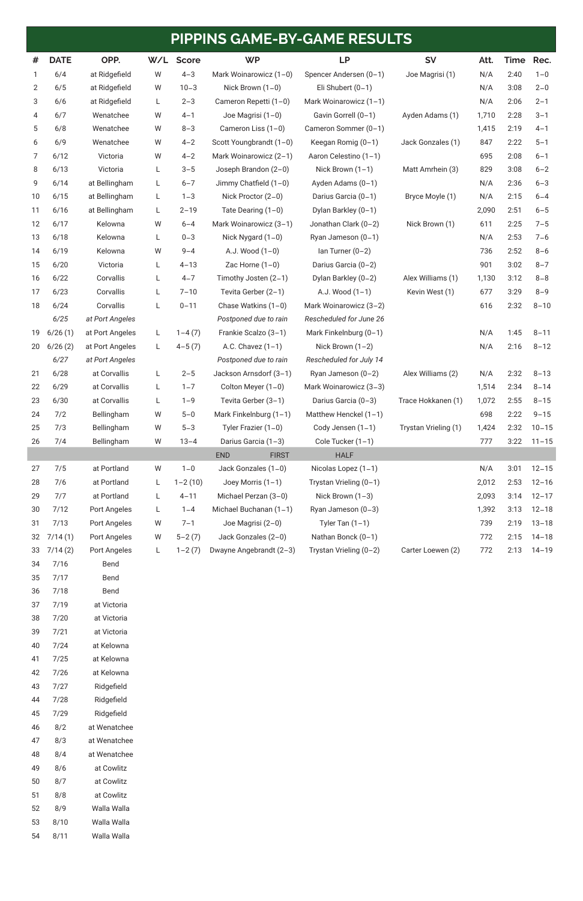# PIPPINS GAME-BY-GAME RESULTS

| # | DATE | OPP. | W/L | Score | WP | LP | SV | Att. | Time | Rec. |
|---|---|---|---|---|---|---|---|---|---|---|
| 1 | 6/4 | at Ridgefield | W | 4–3 | Mark Woinarowicz (1–0) | Spencer Andersen (0–1) | Joe Magrisi (1) | N/A | 2:40 | 1–0 |
| 2 | 6/5 | at Ridgefield | W | 10–3 | Nick Brown (1–0) | Eli Shubert (0–1) | | N/A | 3:08 | 2–0 |
| 3 | 6/6 | at Ridgefield | L | 2–3 | Cameron Repetti (1–0) | Mark Woinarowicz (1–1) | | N/A | 2:06 | 2–1 |
| 4 | 6/7 | Wenatchee | W | 4–1 | Joe Magrisi (1–0) | Gavin Gorrell (0–1) | Ayden Adams (1) | 1,710 | 2:28 | 3–1 |
| 5 | 6/8 | Wenatchee | W | 8–3 | Cameron Liss (1–0) | Cameron Sommer (0–1) | | 1,415 | 2:19 | 4–1 |
| 6 | 6/9 | Wenatchee | W | 4–2 | Scott Youngbrandt (1–0) | Keegan Romig (0–1) | Jack Gonzales (1) | 847 | 2:22 | 5–1 |
| 7 | 6/12 | Victoria | W | 4–2 | Mark Woinarowicz (2–1) | Aaron Celestino (1–1) | | 695 | 2:08 | 6–1 |
| 8 | 6/13 | Victoria | L | 3–5 | Joseph Brandon (2–0) | Nick Brown (1–1) | Matt Amrhein (3) | 829 | 3:08 | 6–2 |
| 9 | 6/14 | at Bellingham | L | 6–7 | Jimmy Chatfield (1–0) | Ayden Adams (0–1) | | N/A | 2:36 | 6–3 |
| 10 | 6/15 | at Bellingham | L | 1–3 | Nick Proctor (2–0) | Darius Garcia (0–1) | Bryce Moyle (1) | N/A | 2:15 | 6–4 |
| 11 | 6/16 | at Bellingham | L | 2–19 | Tate Dearing (1–0) | Dylan Barkley (0–1) | | 2,090 | 2:51 | 6–5 |
| 12 | 6/17 | Kelowna | W | 6–4 | Mark Woinarowicz (3–1) | Jonathan Clark (0–2) | Nick Brown (1) | 611 | 2:25 | 7–5 |
| 13 | 6/18 | Kelowna | L | 0–3 | Nick Nygard (1–0) | Ryan Jameson (0–1) | | N/A | 2:53 | 7–6 |
| 14 | 6/19 | Kelowna | W | 9–4 | A.J. Wood (1–0) | Ian Turner (0–2) | | 736 | 2:52 | 8–6 |
| 15 | 6/20 | Victoria | L | 4–13 | Zac Horne (1–0) | Darius Garcia (0–2) | | 901 | 3:02 | 8–7 |
| 16 | 6/22 | Corvallis | L | 4–7 | Timothy Josten (2–1) | Dylan Barkley (0–2) | Alex Williams (1) | 1,130 | 3:12 | 8–8 |
| 17 | 6/23 | Corvallis | L | 7–10 | Tevita Gerber (2–1) | A.J. Wood (1–1) | Kevin West (1) | 677 | 3:29 | 8–9 |
| 18 | 6/24 | Corvallis | L | 0–11 | Chase Watkins (1–0) | Mark Woinarowicz (3–2) | | 616 | 2:32 | 8–10 |
| | *6/25* | *at Port Angeles* | | | *Postponed due to rain* | *Rescheduled for June 26* | | | | |
| 19 | 6/26 (1) | at Port Angeles | L | 1–4 (7) | Frankie Scalzo (3–1) | Mark Finkelnburg (0–1) | | N/A | 1:45 | 8–11 |
| 20 | 6/26 (2) | at Port Angeles | L | 4–5 (7) | A.C. Chavez (1–1) | Nick Brown (1–2) | | N/A | 2:16 | 8–12 |
| | *6/27* | *at Port Angeles* | | | *Postponed due to rain* | *Rescheduled for July 14* | | | | |
| 21 | 6/28 | at Corvallis | L | 2–5 | Jackson Arnsdorf (3–1) | Ryan Jameson (0–2) | Alex Williams (2) | N/A | 2:32 | 8–13 |
| 22 | 6/29 | at Corvallis | L | 1–7 | Colton Meyer (1–0) | Mark Woinarowicz (3–3) | | 1,514 | 2:34 | 8–14 |
| 23 | 6/30 | at Corvallis | L | 1–9 | Tevita Gerber (3–1) | Darius Garcia (0–3) | Trace Hokkanen (1) | 1,072 | 2:55 | 8–15 |
| 24 | 7/2 | Bellingham | W | 5–0 | Mark Finkelnburg (1–1) | Matthew Henckel (1–1) | | 698 | 2:22 | 9–15 |
| 25 | 7/3 | Bellingham | W | 5–3 | Tyler Frazier (1–0) | Cody Jensen (1–1) | Trystan Vrieling (1) | 1,424 | 2:32 | 10–15 |
| 26 | 7/4 | Bellingham | W | 13–4 | Darius Garcia (1–3) | Cole Tucker (1–1) | | 777 | 3:22 | 11–15 |
| | | | | | END FIRST | HALF | | | | |
| 27 | 7/5 | at Portland | W | 1–0 | Jack Gonzales (1–0) | Nicolas Lopez (1–1) | | N/A | 3:01 | 12–15 |
| 28 | 7/6 | at Portland | L | 1–2 (10) | Joey Morris (1–1) | Trystan Vrieling (0–1) | | 2,012 | 2:53 | 12–16 |
| 29 | 7/7 | at Portland | L | 4–11 | Michael Perzan (3–0) | Nick Brown (1–3) | | 2,093 | 3:14 | 12–17 |
| 30 | 7/12 | Port Angeles | L | 1–4 | Michael Buchanan (1–1) | Ryan Jameson (0–3) | | 1,392 | 3:13 | 12–18 |
| 31 | 7/13 | Port Angeles | W | 7–1 | Joe Magrisi (2–0) | Tyler Tan (1–1) | | 739 | 2:19 | 13–18 |
| 32 | 7/14 (1) | Port Angeles | W | 5–2 (7) | Jack Gonzales (2–0) | Nathan Bonck (0–1) | | 772 | 2:15 | 14–18 |
| 33 | 7/14 (2) | Port Angeles | L | 1–2 (7) | Dwayne Angebrandt (2–3) | Trystan Vrieling (0–2) | Carter Loewen (2) | 772 | 2:13 | 14–19 |
| 34 | 7/16 | Bend | | | | | | | | |
| 35 | 7/17 | Bend | | | | | | | | |
| 36 | 7/18 | Bend | | | | | | | | |
| 37 | 7/19 | at Victoria | | | | | | | | |
| 38 | 7/20 | at Victoria | | | | | | | | |
| 39 | 7/21 | at Victoria | | | | | | | | |
| 40 | 7/24 | at Kelowna | | | | | | | | |
| 41 | 7/25 | at Kelowna | | | | | | | | |
| 42 | 7/26 | at Kelowna | | | | | | | | |
| 43 | 7/27 | Ridgefield | | | | | | | | |
| 44 | 7/28 | Ridgefield | | | | | | | | |
| 45 | 7/29 | Ridgefield | | | | | | | | |
| 46 | 8/2 | at Wenatchee | | | | | | | | |
| 47 | 8/3 | at Wenatchee | | | | | | | | |
| 48 | 8/4 | at Wenatchee | | | | | | | | |
| 49 | 8/6 | at Cowlitz | | | | | | | | |
| 50 | 8/7 | at Cowlitz | | | | | | | | |
| 51 | 8/8 | at Cowlitz | | | | | | | | |
| 52 | 8/9 | Walla Walla | | | | | | | | |
| 53 | 8/10 | Walla Walla | | | | | | | | |
| 54 | 8/11 | Walla Walla | | | | | | | | |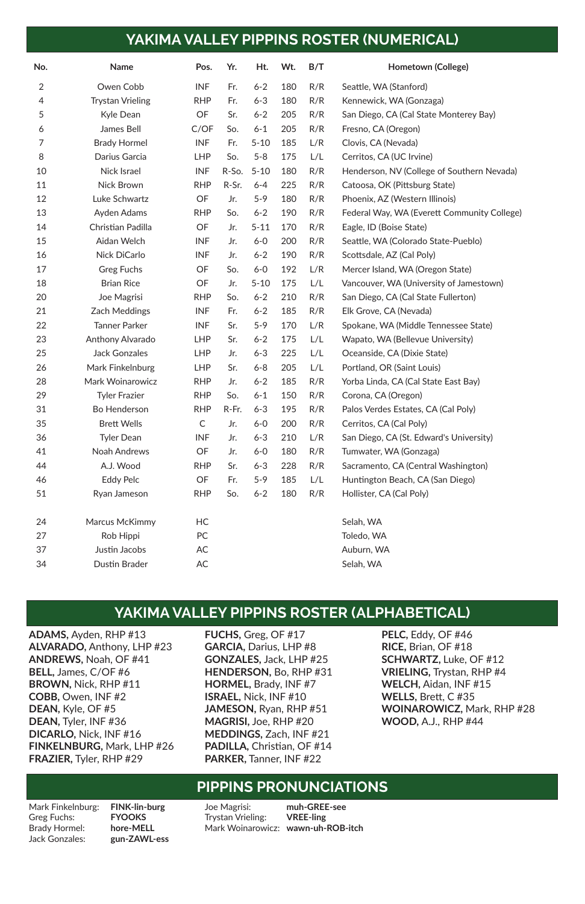## YAKIMA VALLEY PIPPINS ROSTER (NUMERICAL)

| No. | Name | Pos. | Yr. | Ht. | Wt. | B/T | Hometown (College) |
|---|---|---|---|---|---|---|---|
| 2 | Owen Cobb | INF | Fr. | 6-2 | 180 | R/R | Seattle, WA (Stanford) |
| 4 | Trystan Vrieling | RHP | Fr. | 6-3 | 180 | R/R | Kennewick, WA (Gonzaga) |
| 5 | Kyle Dean | OF | Sr. | 6-2 | 205 | R/R | San Diego, CA (Cal State Monterey Bay) |
| 6 | James Bell | C/OF | So. | 6-1 | 205 | R/R | Fresno, CA (Oregon) |
| 7 | Brady Hormel | INF | Fr. | 5-10 | 185 | L/R | Clovis, CA (Nevada) |
| 8 | Darius Garcia | LHP | So. | 5-8 | 175 | L/L | Cerritos, CA (UC Irvine) |
| 10 | Nick Israel | INF | R-So. | 5-10 | 180 | R/R | Henderson, NV (College of Southern Nevada) |
| 11 | Nick Brown | RHP | R-Sr. | 6-4 | 225 | R/R | Catoosa, OK (Pittsburg State) |
| 12 | Luke Schwartz | OF | Jr. | 5-9 | 180 | R/R | Phoenix, AZ (Western Illinois) |
| 13 | Ayden Adams | RHP | So. | 6-2 | 190 | R/R | Federal Way, WA (Everett Community College) |
| 14 | Christian Padilla | OF | Jr. | 5-11 | 170 | R/R | Eagle, ID (Boise State) |
| 15 | Aidan Welch | INF | Jr. | 6-0 | 200 | R/R | Seattle, WA (Colorado State-Pueblo) |
| 16 | Nick DiCarlo | INF | Jr. | 6-2 | 190 | R/R | Scottsdale, AZ (Cal Poly) |
| 17 | Greg Fuchs | OF | So. | 6-0 | 192 | L/R | Mercer Island, WA (Oregon State) |
| 18 | Brian Rice | OF | Jr. | 5-10 | 175 | L/L | Vancouver, WA (University of Jamestown) |
| 20 | Joe Magrisi | RHP | So. | 6-2 | 210 | R/R | San Diego, CA (Cal State Fullerton) |
| 21 | Zach Meddings | INF | Fr. | 6-2 | 185 | R/R | Elk Grove, CA (Nevada) |
| 22 | Tanner Parker | INF | Sr. | 5-9 | 170 | L/R | Spokane, WA (Middle Tennessee State) |
| 23 | Anthony Alvarado | LHP | Sr. | 6-2 | 175 | L/L | Wapato, WA (Bellevue University) |
| 25 | Jack Gonzales | LHP | Jr. | 6-3 | 225 | L/L | Oceanside, CA (Dixie State) |
| 26 | Mark Finkelnburg | LHP | Sr. | 6-8 | 205 | L/L | Portland, OR (Saint Louis) |
| 28 | Mark Woinarowicz | RHP | Jr. | 6-2 | 185 | R/R | Yorba Linda, CA (Cal State East Bay) |
| 29 | Tyler Frazier | RHP | So. | 6-1 | 150 | R/R | Corona, CA (Oregon) |
| 31 | Bo Henderson | RHP | R-Fr. | 6-3 | 195 | R/R | Palos Verdes Estates, CA (Cal Poly) |
| 35 | Brett Wells | C | Jr. | 6-0 | 200 | R/R | Cerritos, CA (Cal Poly) |
| 36 | Tyler Dean | INF | Jr. | 6-3 | 210 | L/R | San Diego, CA (St. Edward's University) |
| 41 | Noah Andrews | OF | Jr. | 6-0 | 180 | R/R | Tumwater, WA (Gonzaga) |
| 44 | A.J. Wood | RHP | Sr. | 6-3 | 228 | R/R | Sacramento, CA (Central Washington) |
| 46 | Eddy Pelc | OF | Fr. | 5-9 | 185 | L/L | Huntington Beach, CA (San Diego) |
| 51 | Ryan Jameson | RHP | So. | 6-2 | 180 | R/R | Hollister, CA (Cal Poly) |
| | | | | | | | |
| 24 | Marcus McKimmy | HC | | | | | Selah, WA |
| 27 | Rob Hippi | PC | | | | | Toledo, WA |
| 37 | Justin Jacobs | AC | | | | | Auburn, WA |
| 34 | Dustin Brader | AC | | | | | Selah, WA |

## YAKIMA VALLEY PIPPINS ROSTER (ALPHABETICAL)

**ADAMS,** Ayden, RHP #13
**ALVARADO,** Anthony, LHP #23
**ANDREWS,** Noah, OF #41
**BELL,** James, C/OF #6
**BROWN,** Nick, RHP #11
**COBB,** Owen, INF #2
**DEAN,** Kyle, OF #5
**DEAN,** Tyler, INF #36
**DICARLO,** Nick, INF #16
**FINKELNBURG,** Mark, LHP #26
**FRAZIER,** Tyler, RHP #29
**FUCHS,** Greg, OF #17
**GARCIA,** Darius, LHP #8
**GONZALES,** Jack, LHP #25
**HENDERSON,** Bo, RHP #31
**HORMEL,** Brady, INF #7
**ISRAEL,** Nick, INF #10
**JAMESON,** Ryan, RHP #51
**MAGRISI,** Joe, RHP #20
**MEDDINGS,** Zach, INF #21
**PADILLA,** Christian, OF #14
**PARKER,** Tanner, INF #22
**PELC,** Eddy, OF #46
**RICE,** Brian, OF #18
**SCHWARTZ,** Luke, OF #12
**VRIELING,** Trystan, RHP #4
**WELCH,** Aidan, INF #15
**WELLS,** Brett, C #35
**WOINAROWICZ,** Mark, RHP #28
**WOOD,** A.J., RHP #44

## PIPPINS PRONUNCIATIONS

| | |
|---|---|
| Mark Finkelnburg: | **FINK-lin-burg** |
| Greg Fuchs: | **FYOOKS** |
| Brady Hormel: | **hore-MELL** |
| Jack Gonzales: | **gun-ZAWL-ess** |
| Joe Magrisi: | **muh-GREE-see** |
| Trystan Vrieling: | **VREE-ling** |
| Mark Woinarowicz: | **wawn-uh-ROB-itch** |